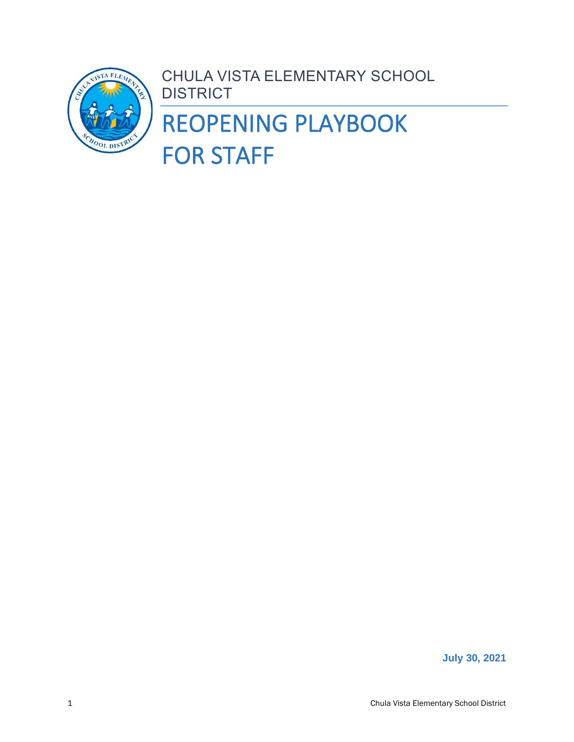CHULA VISTA ELEMENTARY SCHOOL DISTRICT

# REOPENING PLAYBOOK FOR STAFF

**July 30, 2021**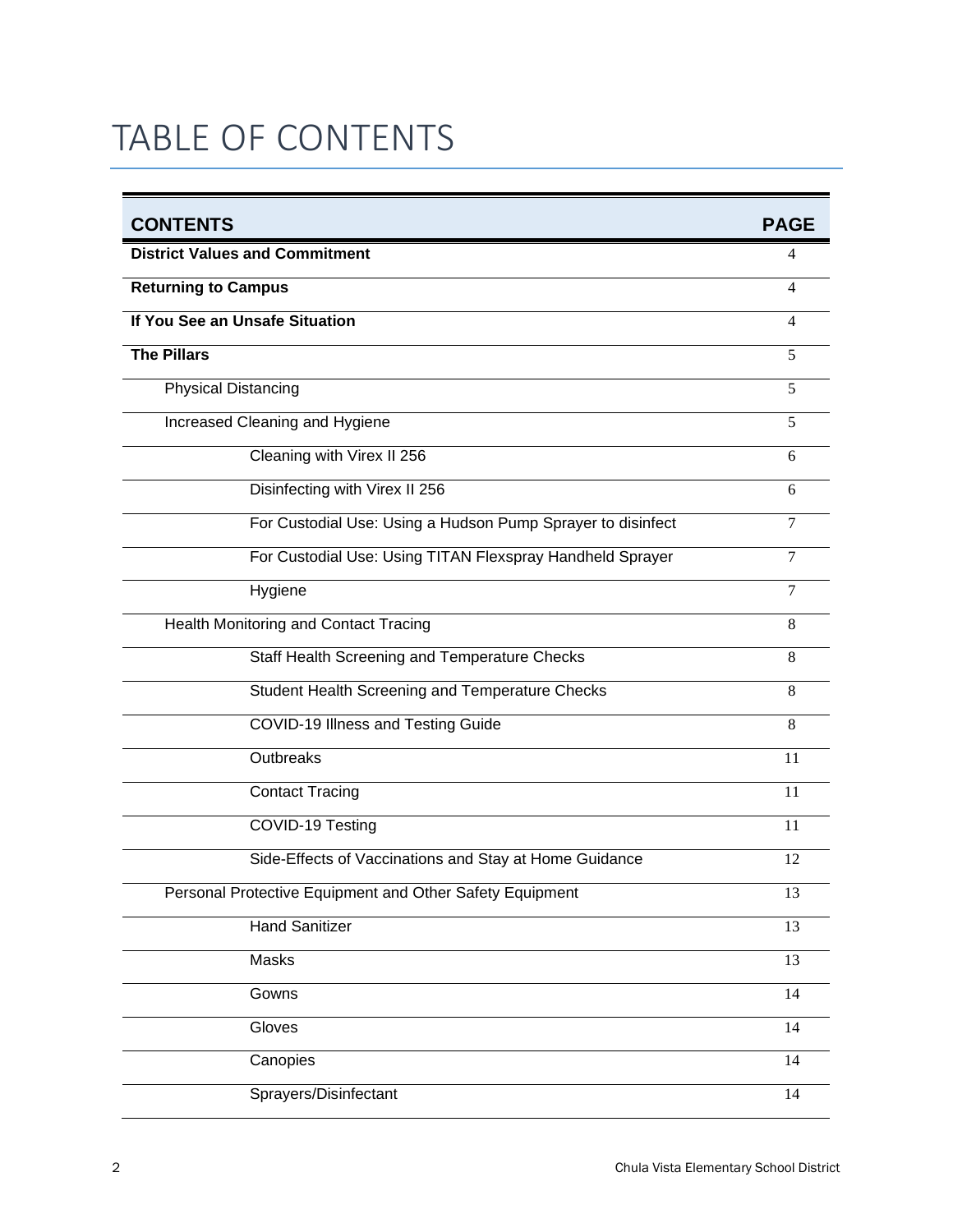# TABLE OF CONTENTS

| CONTENTS | PAGE |
|---|---|
| **District Values and Commitment** | 4 |
| **Returning to Campus** | 4 |
| **If You See an Unsafe Situation** | 4 |
| **The Pillars** | 5 |
| Physical Distancing | 5 |
| Increased Cleaning and Hygiene | 5 |
| Cleaning with Virex II 256 | 6 |
| Disinfecting with Virex II 256 | 6 |
| For Custodial Use: Using a Hudson Pump Sprayer to disinfect | 7 |
| For Custodial Use: Using TITAN Flexspray Handheld Sprayer | 7 |
| Hygiene | 7 |
| Health Monitoring and Contact Tracing | 8 |
| Staff Health Screening and Temperature Checks | 8 |
| Student Health Screening and Temperature Checks | 8 |
| COVID-19 Illness and Testing Guide | 8 |
| Outbreaks | 11 |
| Contact Tracing | 11 |
| COVID-19 Testing | 11 |
| Side-Effects of Vaccinations and Stay at Home Guidance | 12 |
| Personal Protective Equipment and Other Safety Equipment | 13 |
| Hand Sanitizer | 13 |
| Masks | 13 |
| Gowns | 14 |
| Gloves | 14 |
| Canopies | 14 |
| Sprayers/Disinfectant | 14 |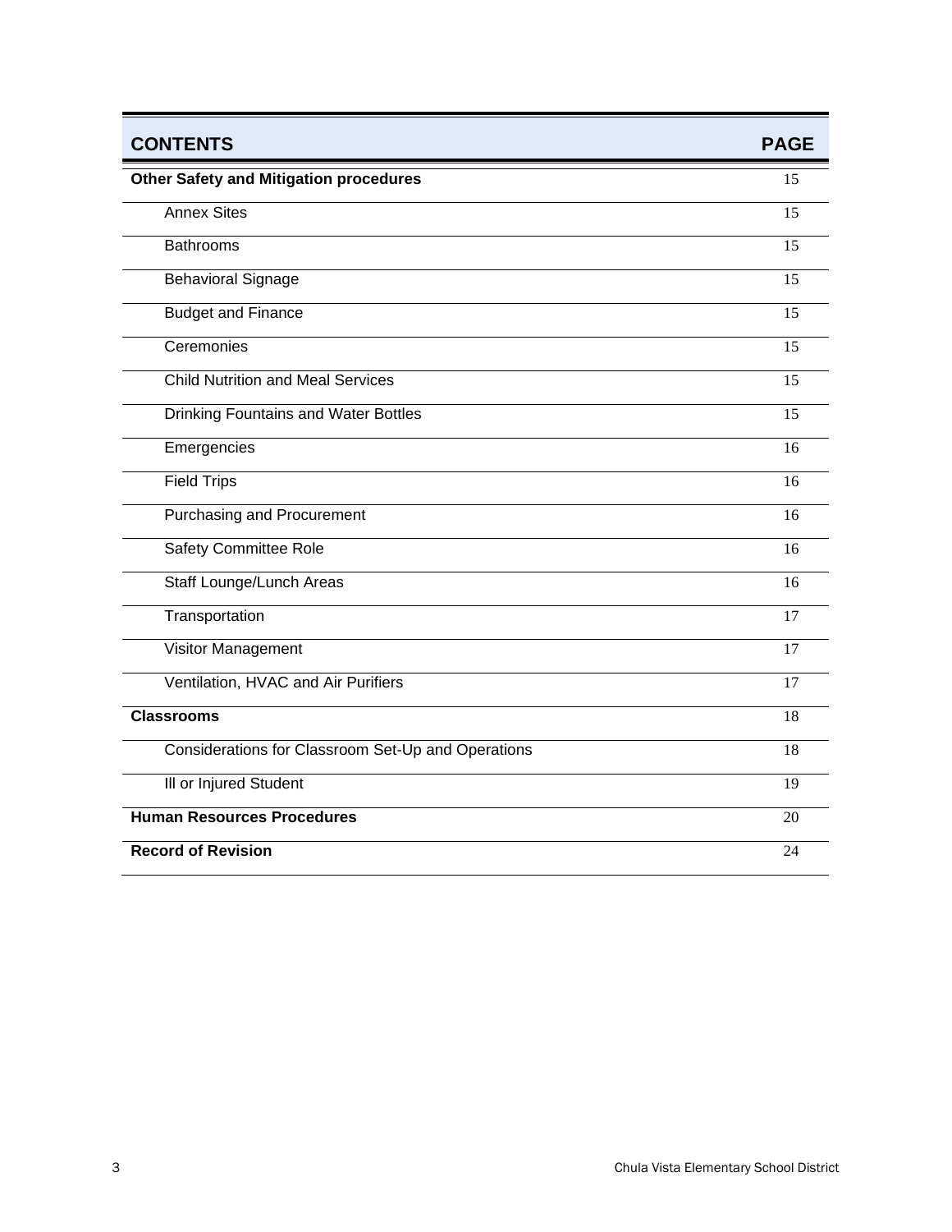| CONTENTS | PAGE |
|---|---|
| **Other Safety and Mitigation procedures** | 15 |
| Annex Sites | 15 |
| Bathrooms | 15 |
| Behavioral Signage | 15 |
| Budget and Finance | 15 |
| Ceremonies | 15 |
| Child Nutrition and Meal Services | 15 |
| Drinking Fountains and Water Bottles | 15 |
| Emergencies | 16 |
| Field Trips | 16 |
| Purchasing and Procurement | 16 |
| Safety Committee Role | 16 |
| Staff Lounge/Lunch Areas | 16 |
| Transportation | 17 |
| Visitor Management | 17 |
| Ventilation, HVAC and Air Purifiers | 17 |
| **Classrooms** | 18 |
| Considerations for Classroom Set-Up and Operations | 18 |
| Ill or Injured Student | 19 |
| **Human Resources Procedures** | 20 |
| **Record of Revision** | 24 |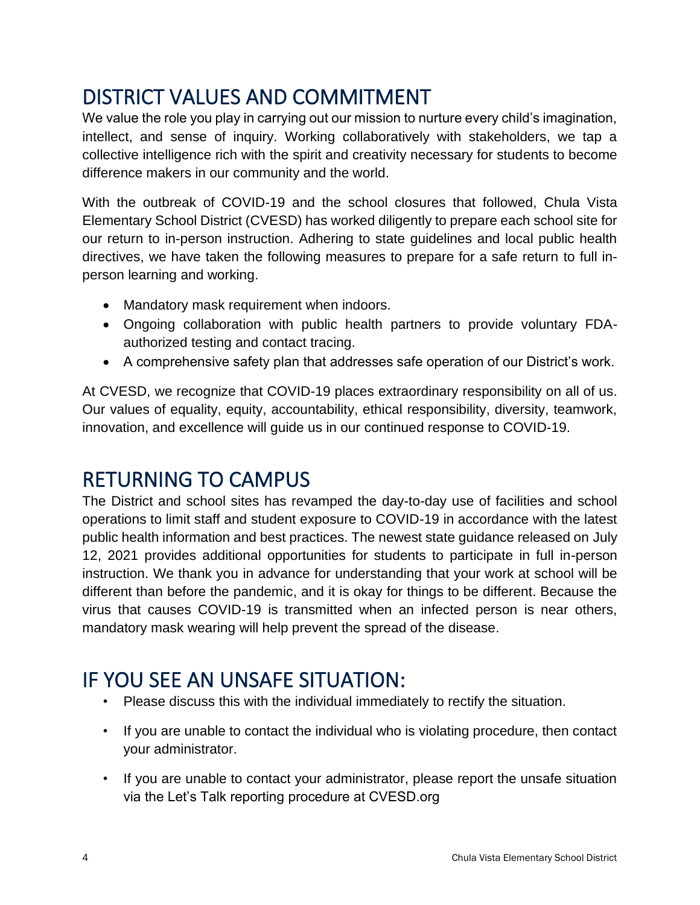# DISTRICT VALUES AND COMMITMENT

We value the role you play in carrying out our mission to nurture every child's imagination, intellect, and sense of inquiry. Working collaboratively with stakeholders, we tap a collective intelligence rich with the spirit and creativity necessary for students to become difference makers in our community and the world.

With the outbreak of COVID-19 and the school closures that followed, Chula Vista Elementary School District (CVESD) has worked diligently to prepare each school site for our return to in-person instruction. Adhering to state guidelines and local public health directives, we have taken the following measures to prepare for a safe return to full in-person learning and working.

- Mandatory mask requirement when indoors.
- Ongoing collaboration with public health partners to provide voluntary FDA-authorized testing and contact tracing.
- A comprehensive safety plan that addresses safe operation of our District's work.

At CVESD, we recognize that COVID-19 places extraordinary responsibility on all of us. Our values of equality, equity, accountability, ethical responsibility, diversity, teamwork, innovation, and excellence will guide us in our continued response to COVID-19.

# RETURNING TO CAMPUS

The District and school sites has revamped the day-to-day use of facilities and school operations to limit staff and student exposure to COVID-19 in accordance with the latest public health information and best practices. The newest state guidance released on July 12, 2021 provides additional opportunities for students to participate in full in-person instruction. We thank you in advance for understanding that your work at school will be different than before the pandemic, and it is okay for things to be different. Because the virus that causes COVID-19 is transmitted when an infected person is near others, mandatory mask wearing will help prevent the spread of the disease.

# IF YOU SEE AN UNSAFE SITUATION:

- Please discuss this with the individual immediately to rectify the situation.
- If you are unable to contact the individual who is violating procedure, then contact your administrator.
- If you are unable to contact your administrator, please report the unsafe situation via the Let's Talk reporting procedure at CVESD.org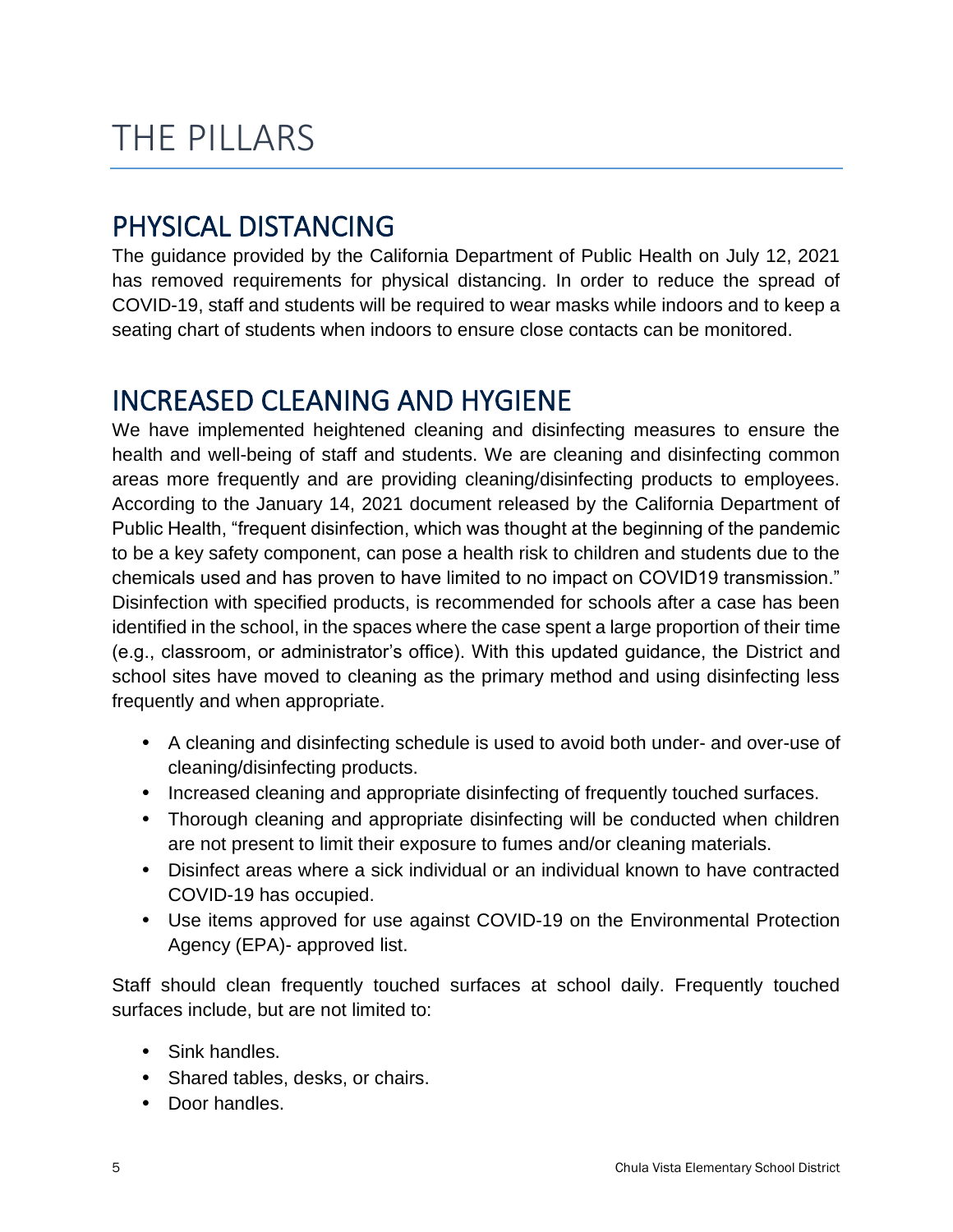# THE PILLARS

## PHYSICAL DISTANCING

The guidance provided by the California Department of Public Health on July 12, 2021 has removed requirements for physical distancing. In order to reduce the spread of COVID-19, staff and students will be required to wear masks while indoors and to keep a seating chart of students when indoors to ensure close contacts can be monitored.

## INCREASED CLEANING AND HYGIENE

We have implemented heightened cleaning and disinfecting measures to ensure the health and well-being of staff and students. We are cleaning and disinfecting common areas more frequently and are providing cleaning/disinfecting products to employees. According to the January 14, 2021 document released by the California Department of Public Health, "frequent disinfection, which was thought at the beginning of the pandemic to be a key safety component, can pose a health risk to children and students due to the chemicals used and has proven to have limited to no impact on COVID19 transmission." Disinfection with specified products, is recommended for schools after a case has been identified in the school, in the spaces where the case spent a large proportion of their time (e.g., classroom, or administrator's office). With this updated guidance, the District and school sites have moved to cleaning as the primary method and using disinfecting less frequently and when appropriate.

- A cleaning and disinfecting schedule is used to avoid both under- and over-use of cleaning/disinfecting products.
- Increased cleaning and appropriate disinfecting of frequently touched surfaces.
- Thorough cleaning and appropriate disinfecting will be conducted when children are not present to limit their exposure to fumes and/or cleaning materials.
- Disinfect areas where a sick individual or an individual known to have contracted COVID-19 has occupied.
- Use items approved for use against COVID-19 on the Environmental Protection Agency (EPA)- approved list.

Staff should clean frequently touched surfaces at school daily. Frequently touched surfaces include, but are not limited to:

- Sink handles.
- Shared tables, desks, or chairs.
- Door handles.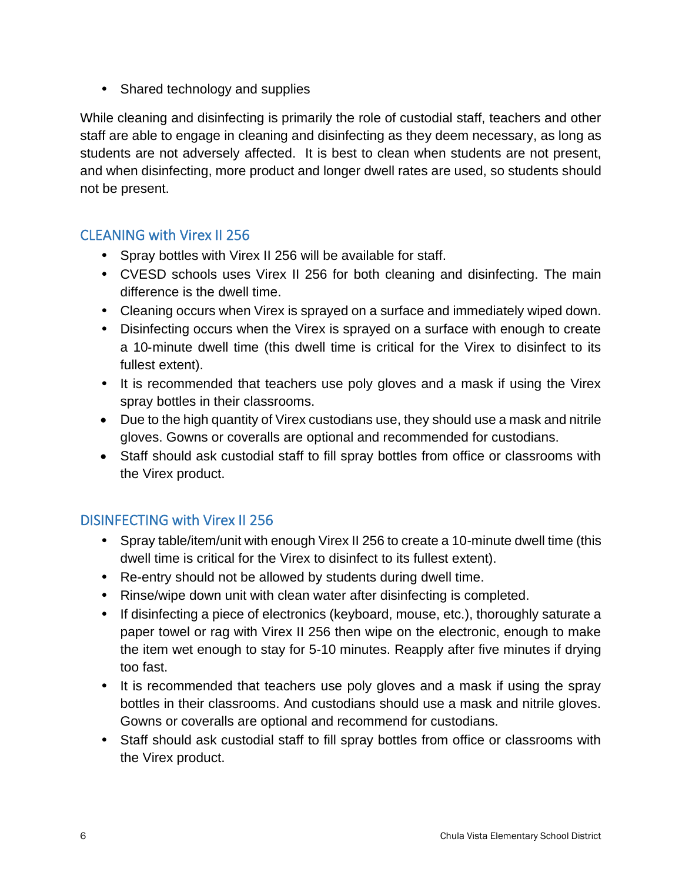- Shared technology and supplies

While cleaning and disinfecting is primarily the role of custodial staff, teachers and other staff are able to engage in cleaning and disinfecting as they deem necessary, as long as students are not adversely affected. It is best to clean when students are not present, and when disinfecting, more product and longer dwell rates are used, so students should not be present.

## CLEANING with Virex II 256

- Spray bottles with Virex II 256 will be available for staff.
- CVESD schools uses Virex II 256 for both cleaning and disinfecting. The main difference is the dwell time.
- Cleaning occurs when Virex is sprayed on a surface and immediately wiped down.
- Disinfecting occurs when the Virex is sprayed on a surface with enough to create a 10-minute dwell time (this dwell time is critical for the Virex to disinfect to its fullest extent).
- It is recommended that teachers use poly gloves and a mask if using the Virex spray bottles in their classrooms.
- Due to the high quantity of Virex custodians use, they should use a mask and nitrile gloves. Gowns or coveralls are optional and recommended for custodians.
- Staff should ask custodial staff to fill spray bottles from office or classrooms with the Virex product.

## DISINFECTING with Virex II 256

- Spray table/item/unit with enough Virex II 256 to create a 10-minute dwell time (this dwell time is critical for the Virex to disinfect to its fullest extent).
- Re-entry should not be allowed by students during dwell time.
- Rinse/wipe down unit with clean water after disinfecting is completed.
- If disinfecting a piece of electronics (keyboard, mouse, etc.), thoroughly saturate a paper towel or rag with Virex II 256 then wipe on the electronic, enough to make the item wet enough to stay for 5-10 minutes. Reapply after five minutes if drying too fast.
- It is recommended that teachers use poly gloves and a mask if using the spray bottles in their classrooms. And custodians should use a mask and nitrile gloves. Gowns or coveralls are optional and recommend for custodians.
- Staff should ask custodial staff to fill spray bottles from office or classrooms with the Virex product.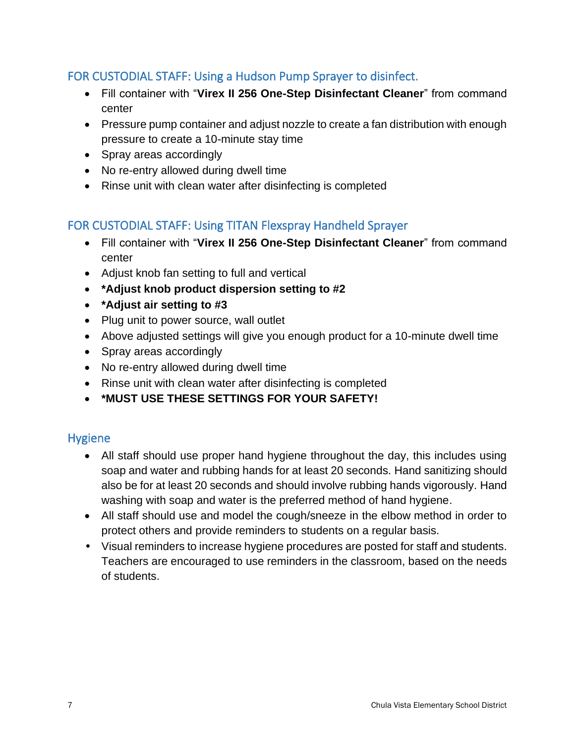## FOR CUSTODIAL STAFF: Using a Hudson Pump Sprayer to disinfect.

- Fill container with "**Virex II 256 One-Step Disinfectant Cleaner**" from command center
- Pressure pump container and adjust nozzle to create a fan distribution with enough pressure to create a 10-minute stay time
- Spray areas accordingly
- No re-entry allowed during dwell time
- Rinse unit with clean water after disinfecting is completed

## FOR CUSTODIAL STAFF: Using TITAN Flexspray Handheld Sprayer

- Fill container with "**Virex II 256 One-Step Disinfectant Cleaner**" from command center
- Adjust knob fan setting to full and vertical
- ***Adjust knob product dispersion setting to #2**
- ***Adjust air setting to #3**
- Plug unit to power source, wall outlet
- Above adjusted settings will give you enough product for a 10-minute dwell time
- Spray areas accordingly
- No re-entry allowed during dwell time
- Rinse unit with clean water after disinfecting is completed
- ***MUST USE THESE SETTINGS FOR YOUR SAFETY!**

## Hygiene

- All staff should use proper hand hygiene throughout the day, this includes using soap and water and rubbing hands for at least 20 seconds. Hand sanitizing should also be for at least 20 seconds and should involve rubbing hands vigorously. Hand washing with soap and water is the preferred method of hand hygiene.
- All staff should use and model the cough/sneeze in the elbow method in order to protect others and provide reminders to students on a regular basis.
- Visual reminders to increase hygiene procedures are posted for staff and students. Teachers are encouraged to use reminders in the classroom, based on the needs of students.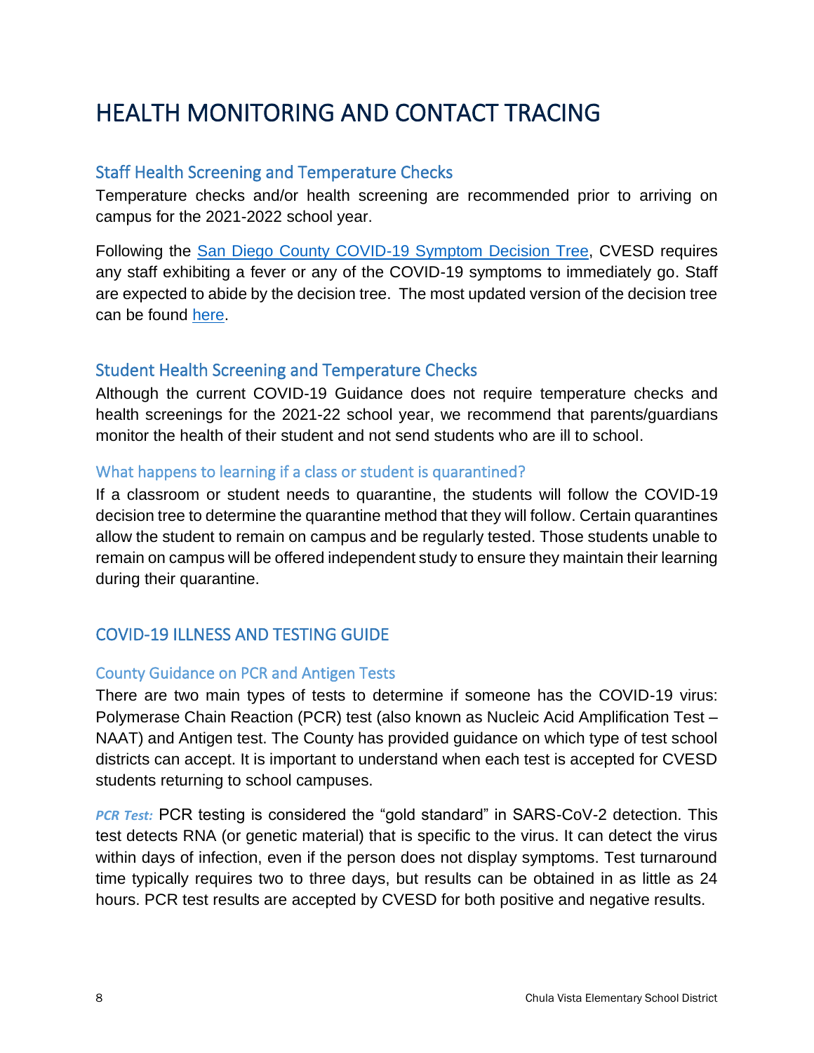# HEALTH MONITORING AND CONTACT TRACING

## Staff Health Screening and Temperature Checks

Temperature checks and/or health screening are recommended prior to arriving on campus for the 2021-2022 school year.

Following the San Diego County COVID-19 Symptom Decision Tree, CVESD requires any staff exhibiting a fever or any of the COVID-19 symptoms to immediately go. Staff are expected to abide by the decision tree. The most updated version of the decision tree can be found here.

## Student Health Screening and Temperature Checks

Although the current COVID-19 Guidance does not require temperature checks and health screenings for the 2021-22 school year, we recommend that parents/guardians monitor the health of their student and not send students who are ill to school.

### What happens to learning if a class or student is quarantined?

If a classroom or student needs to quarantine, the students will follow the COVID-19 decision tree to determine the quarantine method that they will follow. Certain quarantines allow the student to remain on campus and be regularly tested. Those students unable to remain on campus will be offered independent study to ensure they maintain their learning during their quarantine.

## COVID-19 ILLNESS AND TESTING GUIDE

### County Guidance on PCR and Antigen Tests

There are two main types of tests to determine if someone has the COVID-19 virus: Polymerase Chain Reaction (PCR) test (also known as Nucleic Acid Amplification Test – NAAT) and Antigen test. The County has provided guidance on which type of test school districts can accept. It is important to understand when each test is accepted for CVESD students returning to school campuses.

***PCR Test:*** PCR testing is considered the "gold standard" in SARS-CoV-2 detection. This test detects RNA (or genetic material) that is specific to the virus. It can detect the virus within days of infection, even if the person does not display symptoms. Test turnaround time typically requires two to three days, but results can be obtained in as little as 24 hours. PCR test results are accepted by CVESD for both positive and negative results.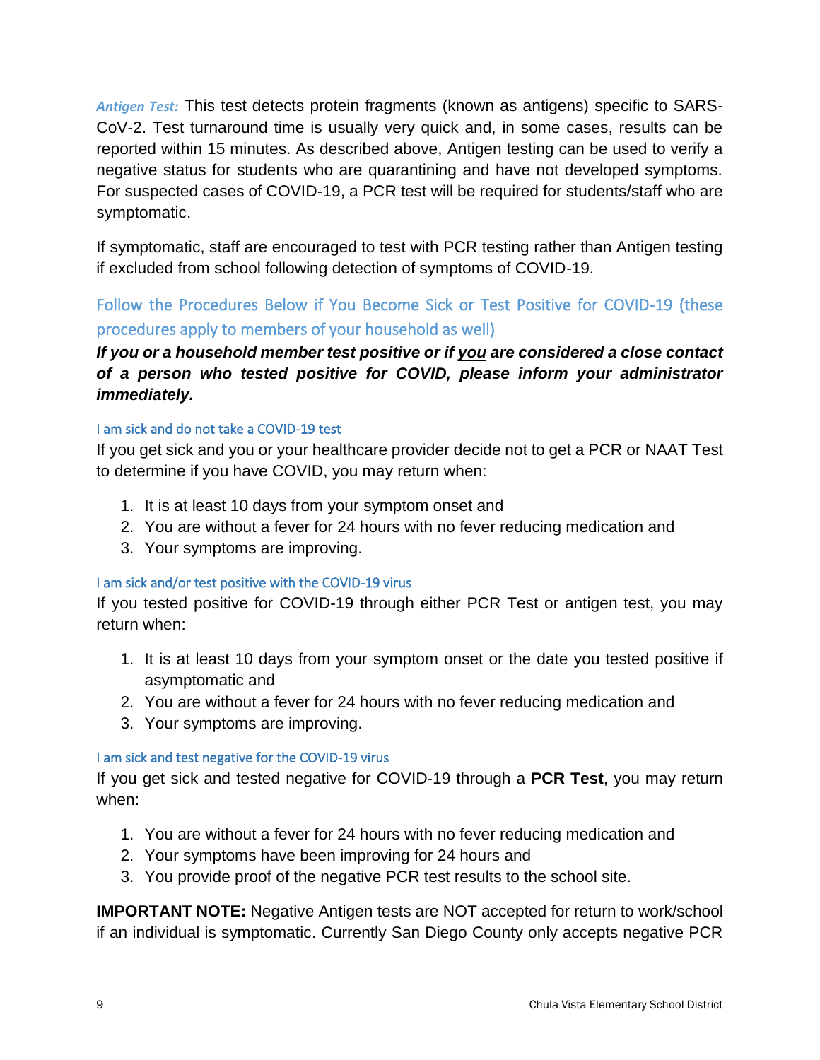***Antigen Test:*** This test detects protein fragments (known as antigens) specific to SARS-CoV-2. Test turnaround time is usually very quick and, in some cases, results can be reported within 15 minutes. As described above, Antigen testing can be used to verify a negative status for students who are quarantining and have not developed symptoms. For suspected cases of COVID-19, a PCR test will be required for students/staff who are symptomatic.

If symptomatic, staff are encouraged to test with PCR testing rather than Antigen testing if excluded from school following detection of symptoms of COVID-19.

## Follow the Procedures Below if You Become Sick or Test Positive for COVID-19 (these procedures apply to members of your household as well)

***If you or a household member test positive or if you are considered a close contact of a person who tested positive for COVID, please inform your administrator immediately.***

### I am sick and do not take a COVID-19 test

If you get sick and you or your healthcare provider decide not to get a PCR or NAAT Test to determine if you have COVID, you may return when:

1. It is at least 10 days from your symptom onset and
2. You are without a fever for 24 hours with no fever reducing medication and
3. Your symptoms are improving.

### I am sick and/or test positive with the COVID-19 virus

If you tested positive for COVID-19 through either PCR Test or antigen test, you may return when:

1. It is at least 10 days from your symptom onset or the date you tested positive if asymptomatic and
2. You are without a fever for 24 hours with no fever reducing medication and
3. Your symptoms are improving.

### I am sick and test negative for the COVID-19 virus

If you get sick and tested negative for COVID-19 through a **PCR Test**, you may return when:

1. You are without a fever for 24 hours with no fever reducing medication and
2. Your symptoms have been improving for 24 hours and
3. You provide proof of the negative PCR test results to the school site.

**IMPORTANT NOTE:** Negative Antigen tests are NOT accepted for return to work/school if an individual is symptomatic. Currently San Diego County only accepts negative PCR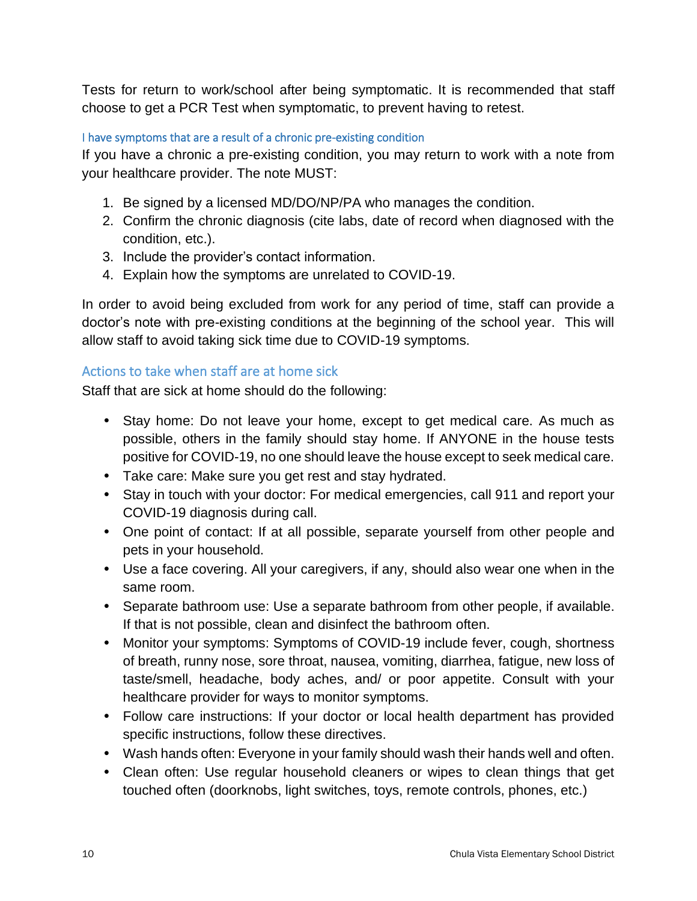Tests for return to work/school after being symptomatic. It is recommended that staff choose to get a PCR Test when symptomatic, to prevent having to retest.

#### I have symptoms that are a result of a chronic pre-existing condition

If you have a chronic a pre-existing condition, you may return to work with a note from your healthcare provider. The note MUST:

1. Be signed by a licensed MD/DO/NP/PA who manages the condition.
2. Confirm the chronic diagnosis (cite labs, date of record when diagnosed with the condition, etc.).
3. Include the provider's contact information.
4. Explain how the symptoms are unrelated to COVID-19.

In order to avoid being excluded from work for any period of time, staff can provide a doctor's note with pre-existing conditions at the beginning of the school year. This will allow staff to avoid taking sick time due to COVID-19 symptoms.

### Actions to take when staff are at home sick

Staff that are sick at home should do the following:

- Stay home: Do not leave your home, except to get medical care. As much as possible, others in the family should stay home. If ANYONE in the house tests positive for COVID-19, no one should leave the house except to seek medical care.
- Take care: Make sure you get rest and stay hydrated.
- Stay in touch with your doctor: For medical emergencies, call 911 and report your COVID-19 diagnosis during call.
- One point of contact: If at all possible, separate yourself from other people and pets in your household.
- Use a face covering. All your caregivers, if any, should also wear one when in the same room.
- Separate bathroom use: Use a separate bathroom from other people, if available. If that is not possible, clean and disinfect the bathroom often.
- Monitor your symptoms: Symptoms of COVID-19 include fever, cough, shortness of breath, runny nose, sore throat, nausea, vomiting, diarrhea, fatigue, new loss of taste/smell, headache, body aches, and/ or poor appetite. Consult with your healthcare provider for ways to monitor symptoms.
- Follow care instructions: If your doctor or local health department has provided specific instructions, follow these directives.
- Wash hands often: Everyone in your family should wash their hands well and often.
- Clean often: Use regular household cleaners or wipes to clean things that get touched often (doorknobs, light switches, toys, remote controls, phones, etc.)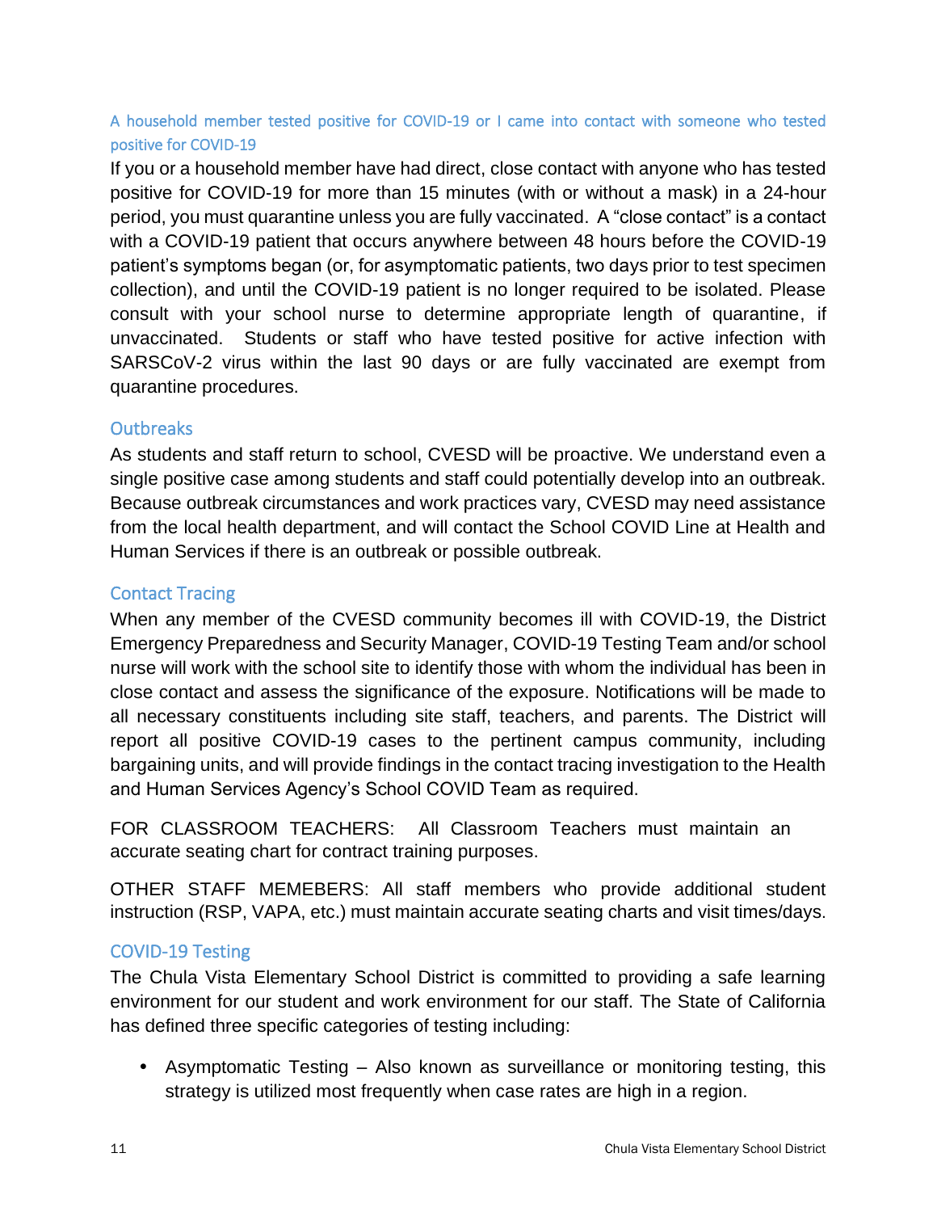### A household member tested positive for COVID-19 or I came into contact with someone who tested positive for COVID-19

If you or a household member have had direct, close contact with anyone who has tested positive for COVID-19 for more than 15 minutes (with or without a mask) in a 24-hour period, you must quarantine unless you are fully vaccinated. A "close contact" is a contact with a COVID-19 patient that occurs anywhere between 48 hours before the COVID-19 patient's symptoms began (or, for asymptomatic patients, two days prior to test specimen collection), and until the COVID-19 patient is no longer required to be isolated. Please consult with your school nurse to determine appropriate length of quarantine, if unvaccinated. Students or staff who have tested positive for active infection with SARSCoV-2 virus within the last 90 days or are fully vaccinated are exempt from quarantine procedures.

### Outbreaks

As students and staff return to school, CVESD will be proactive. We understand even a single positive case among students and staff could potentially develop into an outbreak. Because outbreak circumstances and work practices vary, CVESD may need assistance from the local health department, and will contact the School COVID Line at Health and Human Services if there is an outbreak or possible outbreak.

### Contact Tracing

When any member of the CVESD community becomes ill with COVID-19, the District Emergency Preparedness and Security Manager, COVID-19 Testing Team and/or school nurse will work with the school site to identify those with whom the individual has been in close contact and assess the significance of the exposure. Notifications will be made to all necessary constituents including site staff, teachers, and parents. The District will report all positive COVID-19 cases to the pertinent campus community, including bargaining units, and will provide findings in the contact tracing investigation to the Health and Human Services Agency's School COVID Team as required.

FOR CLASSROOM TEACHERS: All Classroom Teachers must maintain an accurate seating chart for contract training purposes.

OTHER STAFF MEMEBERS: All staff members who provide additional student instruction (RSP, VAPA, etc.) must maintain accurate seating charts and visit times/days.

### COVID-19 Testing

The Chula Vista Elementary School District is committed to providing a safe learning environment for our student and work environment for our staff. The State of California has defined three specific categories of testing including:

- Asymptomatic Testing – Also known as surveillance or monitoring testing, this strategy is utilized most frequently when case rates are high in a region.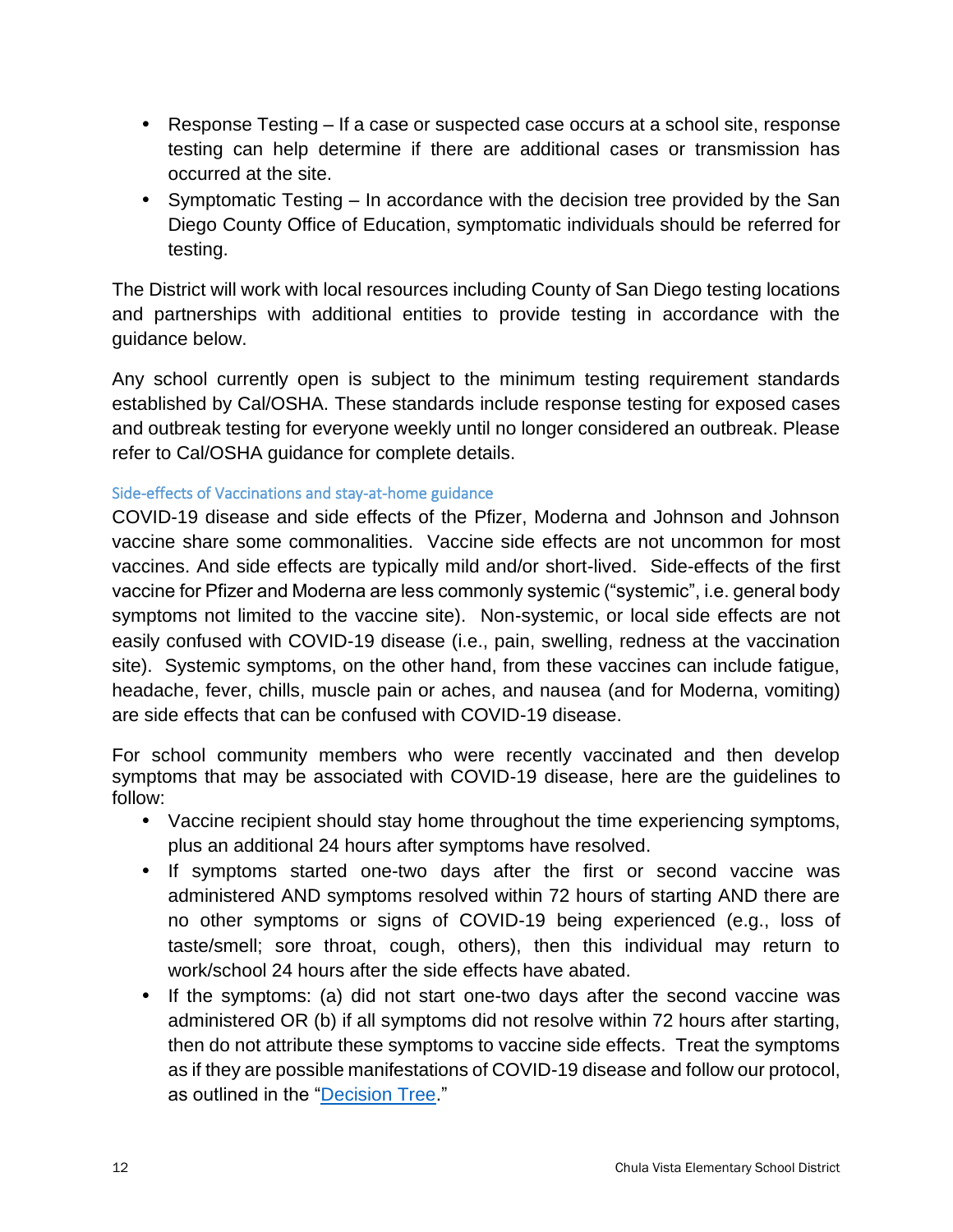- Response Testing – If a case or suspected case occurs at a school site, response testing can help determine if there are additional cases or transmission has occurred at the site.
- Symptomatic Testing – In accordance with the decision tree provided by the San Diego County Office of Education, symptomatic individuals should be referred for testing.

The District will work with local resources including County of San Diego testing locations and partnerships with additional entities to provide testing in accordance with the guidance below.

Any school currently open is subject to the minimum testing requirement standards established by Cal/OSHA. These standards include response testing for exposed cases and outbreak testing for everyone weekly until no longer considered an outbreak. Please refer to Cal/OSHA guidance for complete details.

### Side-effects of Vaccinations and stay-at-home guidance

COVID-19 disease and side effects of the Pfizer, Moderna and Johnson and Johnson vaccine share some commonalities. Vaccine side effects are not uncommon for most vaccines. And side effects are typically mild and/or short-lived. Side-effects of the first vaccine for Pfizer and Moderna are less commonly systemic ("systemic", i.e. general body symptoms not limited to the vaccine site). Non-systemic, or local side effects are not easily confused with COVID-19 disease (i.e., pain, swelling, redness at the vaccination site). Systemic symptoms, on the other hand, from these vaccines can include fatigue, headache, fever, chills, muscle pain or aches, and nausea (and for Moderna, vomiting) are side effects that can be confused with COVID-19 disease.

For school community members who were recently vaccinated and then develop symptoms that may be associated with COVID-19 disease, here are the guidelines to follow:

- Vaccine recipient should stay home throughout the time experiencing symptoms, plus an additional 24 hours after symptoms have resolved.
- If symptoms started one-two days after the first or second vaccine was administered AND symptoms resolved within 72 hours of starting AND there are no other symptoms or signs of COVID-19 being experienced (e.g., loss of taste/smell; sore throat, cough, others), then this individual may return to work/school 24 hours after the side effects have abated.
- If the symptoms: (a) did not start one-two days after the second vaccine was administered OR (b) if all symptoms did not resolve within 72 hours after starting, then do not attribute these symptoms to vaccine side effects. Treat the symptoms as if they are possible manifestations of COVID-19 disease and follow our protocol, as outlined in the "Decision Tree."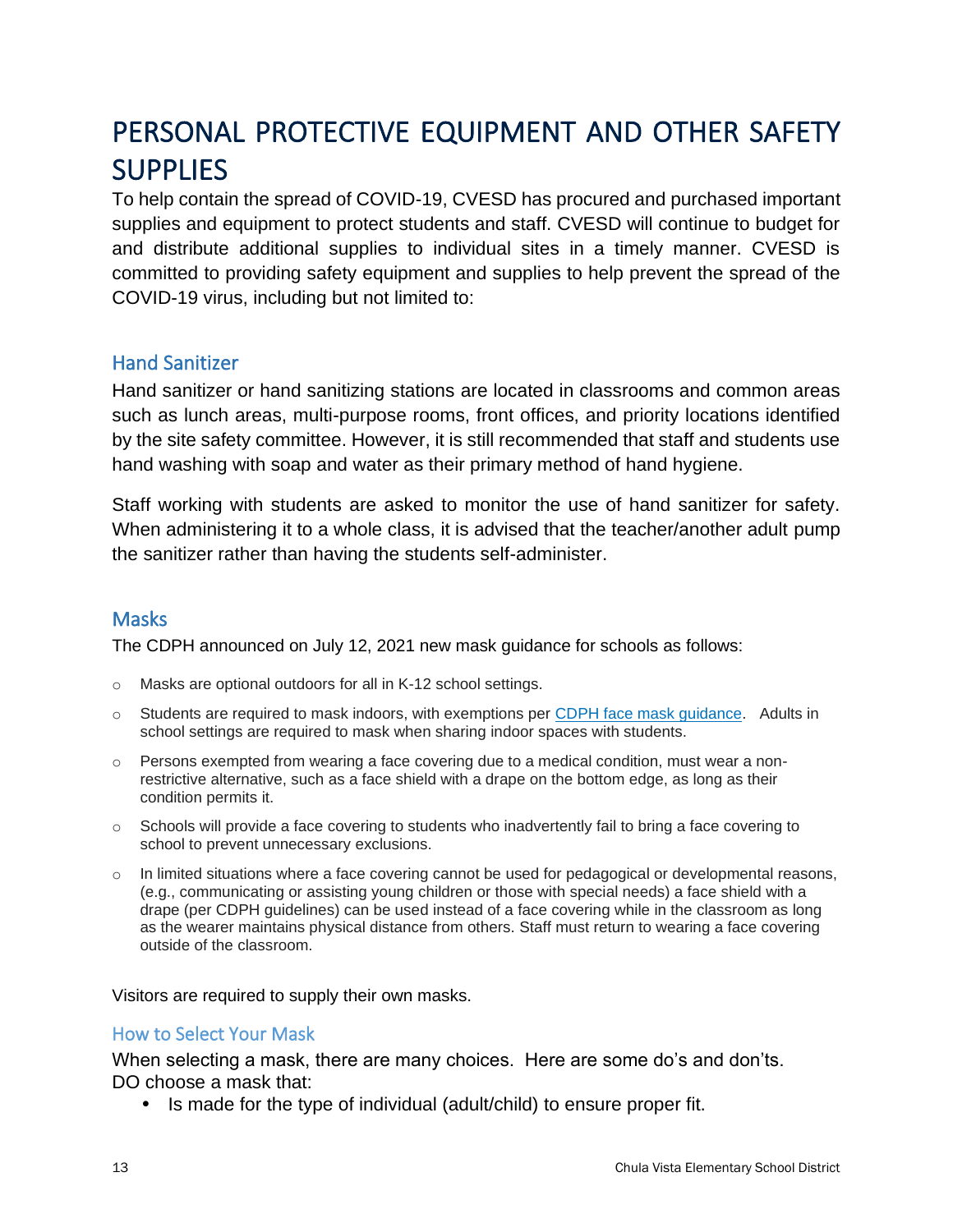# PERSONAL PROTECTIVE EQUIPMENT AND OTHER SAFETY SUPPLIES

To help contain the spread of COVID-19, CVESD has procured and purchased important supplies and equipment to protect students and staff. CVESD will continue to budget for and distribute additional supplies to individual sites in a timely manner. CVESD is committed to providing safety equipment and supplies to help prevent the spread of the COVID-19 virus, including but not limited to:

## Hand Sanitizer

Hand sanitizer or hand sanitizing stations are located in classrooms and common areas such as lunch areas, multi-purpose rooms, front offices, and priority locations identified by the site safety committee. However, it is still recommended that staff and students use hand washing with soap and water as their primary method of hand hygiene.

Staff working with students are asked to monitor the use of hand sanitizer for safety. When administering it to a whole class, it is advised that the teacher/another adult pump the sanitizer rather than having the students self-administer.

## Masks

The CDPH announced on July 12, 2021 new mask guidance for schools as follows:

- Masks are optional outdoors for all in K-12 school settings.
- Students are required to mask indoors, with exemptions per CDPH face mask guidance. Adults in school settings are required to mask when sharing indoor spaces with students.
- Persons exempted from wearing a face covering due to a medical condition, must wear a non-restrictive alternative, such as a face shield with a drape on the bottom edge, as long as their condition permits it.
- Schools will provide a face covering to students who inadvertently fail to bring a face covering to school to prevent unnecessary exclusions.
- In limited situations where a face covering cannot be used for pedagogical or developmental reasons, (e.g., communicating or assisting young children or those with special needs) a face shield with a drape (per CDPH guidelines) can be used instead of a face covering while in the classroom as long as the wearer maintains physical distance from others. Staff must return to wearing a face covering outside of the classroom.

Visitors are required to supply their own masks.

### How to Select Your Mask

When selecting a mask, there are many choices. Here are some do's and don'ts.
DO choose a mask that:

- Is made for the type of individual (adult/child) to ensure proper fit.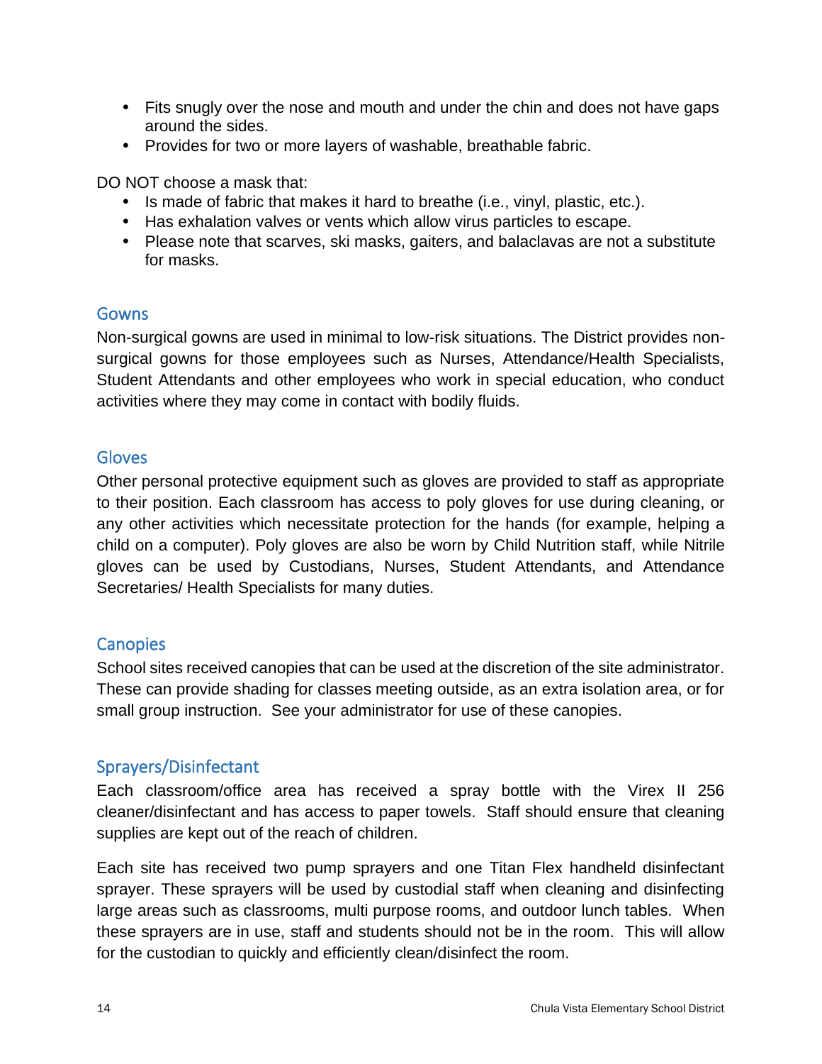- Fits snugly over the nose and mouth and under the chin and does not have gaps around the sides.
- Provides for two or more layers of washable, breathable fabric.

DO NOT choose a mask that:

- Is made of fabric that makes it hard to breathe (i.e., vinyl, plastic, etc.).
- Has exhalation valves or vents which allow virus particles to escape.
- Please note that scarves, ski masks, gaiters, and balaclavas are not a substitute for masks.

## Gowns

Non-surgical gowns are used in minimal to low-risk situations. The District provides non-surgical gowns for those employees such as Nurses, Attendance/Health Specialists, Student Attendants and other employees who work in special education, who conduct activities where they may come in contact with bodily fluids.

## Gloves

Other personal protective equipment such as gloves are provided to staff as appropriate to their position. Each classroom has access to poly gloves for use during cleaning, or any other activities which necessitate protection for the hands (for example, helping a child on a computer). Poly gloves are also be worn by Child Nutrition staff, while Nitrile gloves can be used by Custodians, Nurses, Student Attendants, and Attendance Secretaries/ Health Specialists for many duties.

## Canopies

School sites received canopies that can be used at the discretion of the site administrator. These can provide shading for classes meeting outside, as an extra isolation area, or for small group instruction. See your administrator for use of these canopies.

## Sprayers/Disinfectant

Each classroom/office area has received a spray bottle with the Virex II 256 cleaner/disinfectant and has access to paper towels. Staff should ensure that cleaning supplies are kept out of the reach of children.

Each site has received two pump sprayers and one Titan Flex handheld disinfectant sprayer. These sprayers will be used by custodial staff when cleaning and disinfecting large areas such as classrooms, multi purpose rooms, and outdoor lunch tables. When these sprayers are in use, staff and students should not be in the room. This will allow for the custodian to quickly and efficiently clean/disinfect the room.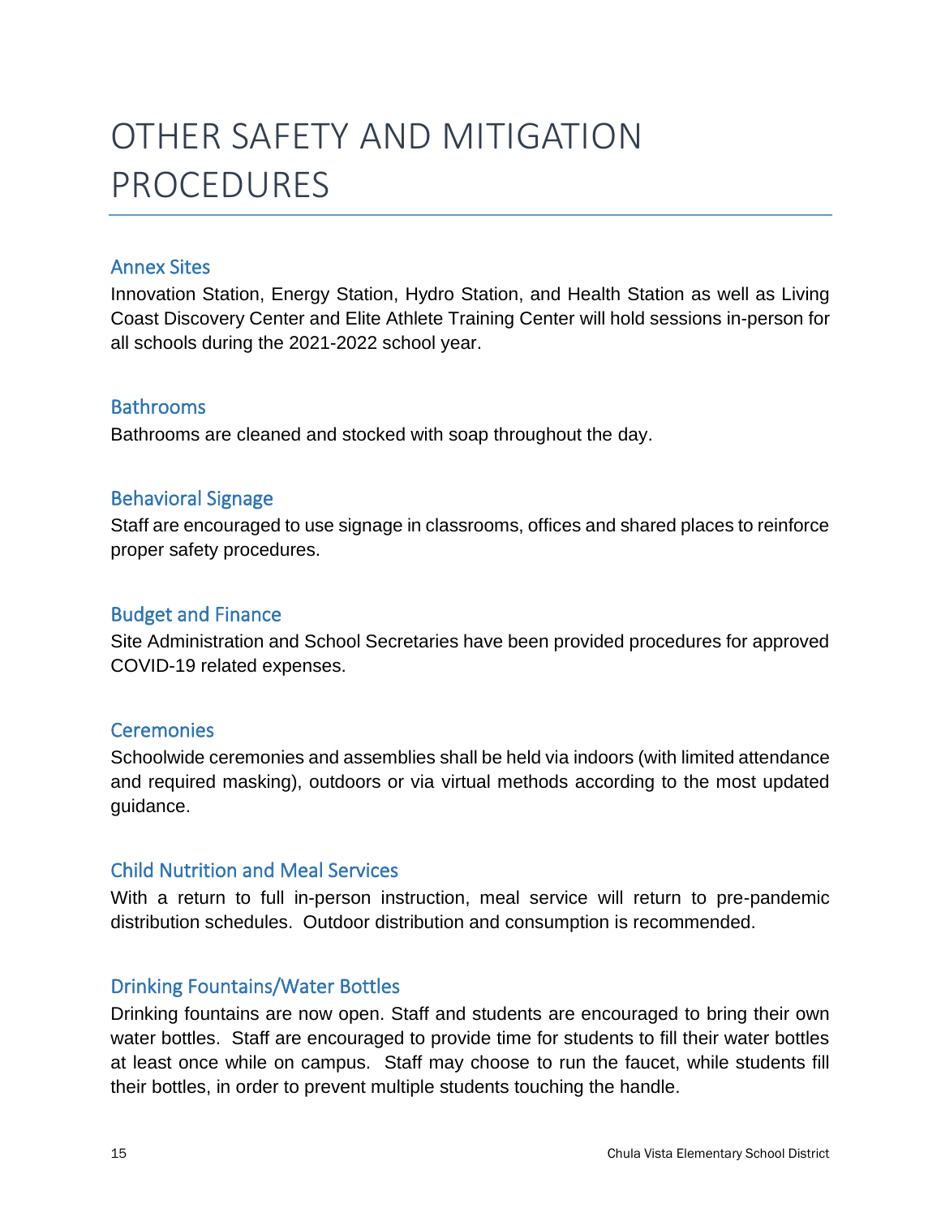# OTHER SAFETY AND MITIGATION PROCEDURES

## Annex Sites

Innovation Station, Energy Station, Hydro Station, and Health Station as well as Living Coast Discovery Center and Elite Athlete Training Center will hold sessions in-person for all schools during the 2021-2022 school year.

## Bathrooms

Bathrooms are cleaned and stocked with soap throughout the day.

## Behavioral Signage

Staff are encouraged to use signage in classrooms, offices and shared places to reinforce proper safety procedures.

## Budget and Finance

Site Administration and School Secretaries have been provided procedures for approved COVID-19 related expenses.

## Ceremonies

Schoolwide ceremonies and assemblies shall be held via indoors (with limited attendance and required masking), outdoors or via virtual methods according to the most updated guidance.

## Child Nutrition and Meal Services

With a return to full in-person instruction, meal service will return to pre-pandemic distribution schedules. Outdoor distribution and consumption is recommended.

## Drinking Fountains/Water Bottles

Drinking fountains are now open. Staff and students are encouraged to bring their own water bottles. Staff are encouraged to provide time for students to fill their water bottles at least once while on campus. Staff may choose to run the faucet, while students fill their bottles, in order to prevent multiple students touching the handle.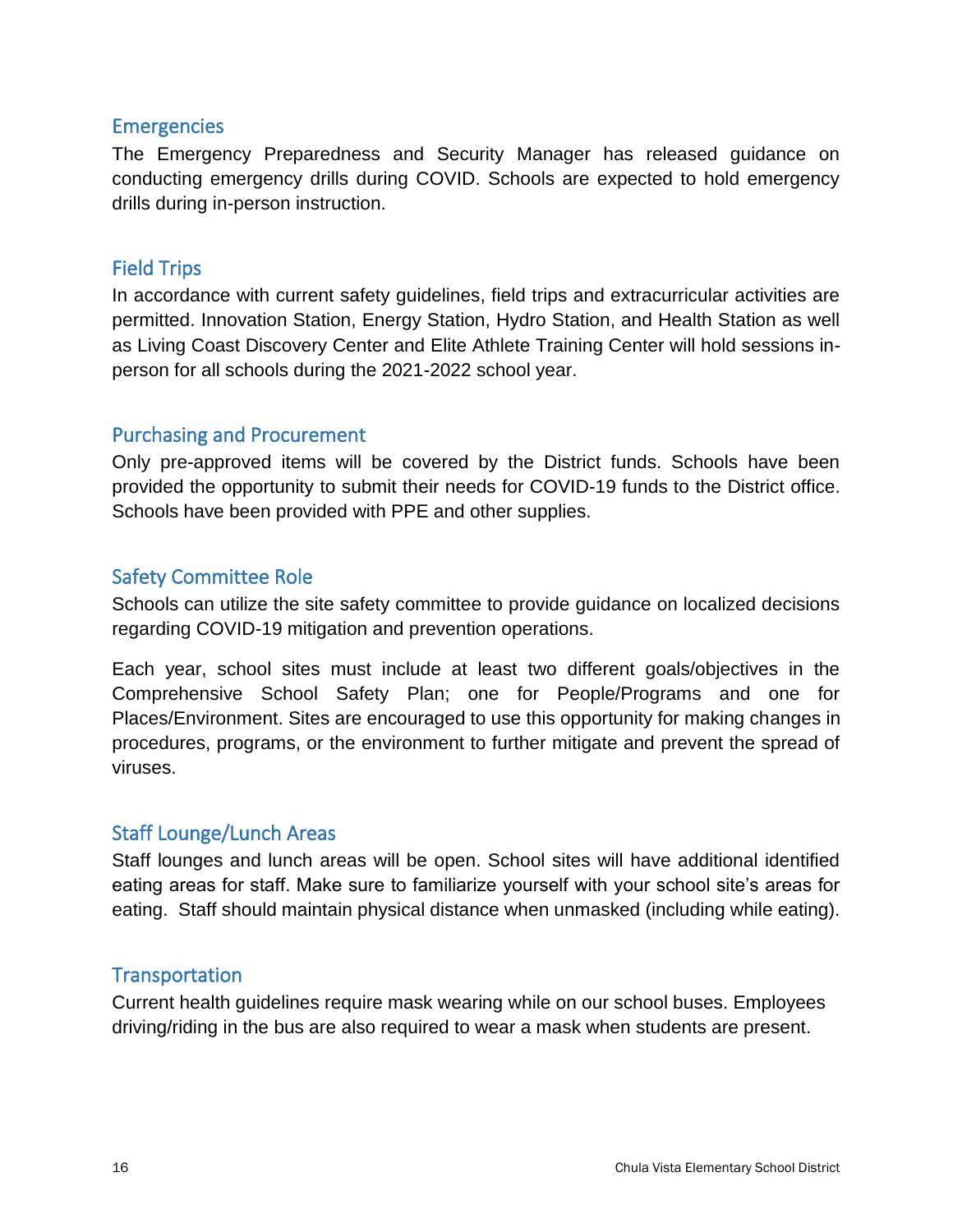## Emergencies

The Emergency Preparedness and Security Manager has released guidance on conducting emergency drills during COVID. Schools are expected to hold emergency drills during in-person instruction.

## Field Trips

In accordance with current safety guidelines, field trips and extracurricular activities are permitted. Innovation Station, Energy Station, Hydro Station, and Health Station as well as Living Coast Discovery Center and Elite Athlete Training Center will hold sessions in-person for all schools during the 2021-2022 school year.

## Purchasing and Procurement

Only pre-approved items will be covered by the District funds. Schools have been provided the opportunity to submit their needs for COVID-19 funds to the District office. Schools have been provided with PPE and other supplies.

## Safety Committee Role

Schools can utilize the site safety committee to provide guidance on localized decisions regarding COVID-19 mitigation and prevention operations.

Each year, school sites must include at least two different goals/objectives in the Comprehensive School Safety Plan; one for People/Programs and one for Places/Environment. Sites are encouraged to use this opportunity for making changes in procedures, programs, or the environment to further mitigate and prevent the spread of viruses.

## Staff Lounge/Lunch Areas

Staff lounges and lunch areas will be open. School sites will have additional identified eating areas for staff. Make sure to familiarize yourself with your school site's areas for eating. Staff should maintain physical distance when unmasked (including while eating).

## Transportation

Current health guidelines require mask wearing while on our school buses. Employees driving/riding in the bus are also required to wear a mask when students are present.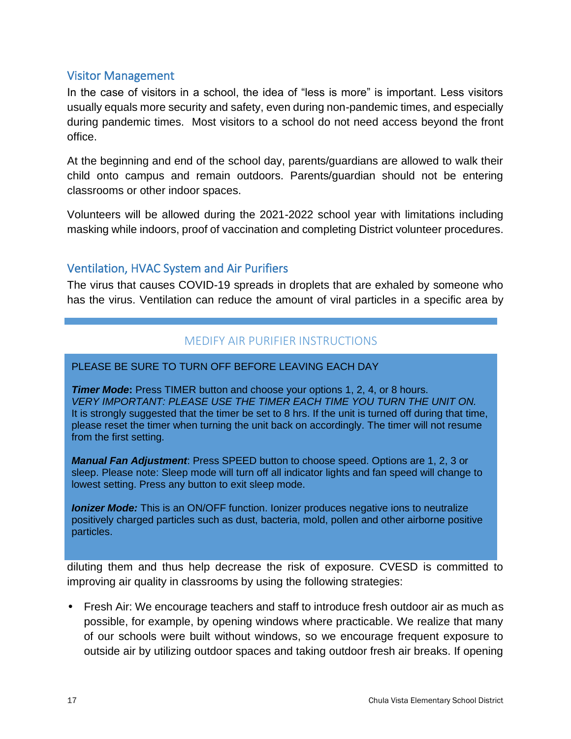## Visitor Management

In the case of visitors in a school, the idea of "less is more" is important. Less visitors usually equals more security and safety, even during non-pandemic times, and especially during pandemic times. Most visitors to a school do not need access beyond the front office.

At the beginning and end of the school day, parents/guardians are allowed to walk their child onto campus and remain outdoors. Parents/guardian should not be entering classrooms or other indoor spaces.

Volunteers will be allowed during the 2021-2022 school year with limitations including masking while indoors, proof of vaccination and completing District volunteer procedures.

## Ventilation, HVAC System and Air Purifiers

The virus that causes COVID-19 spreads in droplets that are exhaled by someone who has the virus. Ventilation can reduce the amount of viral particles in a specific area by diluting them and thus help decrease the risk of exposure. CVESD is committed to improving air quality in classrooms by using the following strategies:

> ### MEDIFY AIR PURIFIER INSTRUCTIONS
>
> PLEASE BE SURE TO TURN OFF BEFORE LEAVING EACH DAY
>
> ***Timer Mode*:** Press TIMER button and choose your options 1, 2, 4, or 8 hours.
> *VERY IMPORTANT: PLEASE USE THE TIMER EACH TIME YOU TURN THE UNIT ON.*
> It is strongly suggested that the timer be set to 8 hrs. If the unit is turned off during that time, please reset the timer when turning the unit back on accordingly. The timer will not resume from the first setting.
>
> ***Manual Fan Adjustment***: Press SPEED button to choose speed. Options are 1, 2, 3 or sleep. Please note: Sleep mode will turn off all indicator lights and fan speed will change to lowest setting. Press any button to exit sleep mode.
>
> ***Ionizer Mode:*** This is an ON/OFF function. Ionizer produces negative ions to neutralize positively charged particles such as dust, bacteria, mold, pollen and other airborne positive particles.

- Fresh Air: We encourage teachers and staff to introduce fresh outdoor air as much as possible, for example, by opening windows where practicable. We realize that many of our schools were built without windows, so we encourage frequent exposure to outside air by utilizing outdoor spaces and taking outdoor fresh air breaks. If opening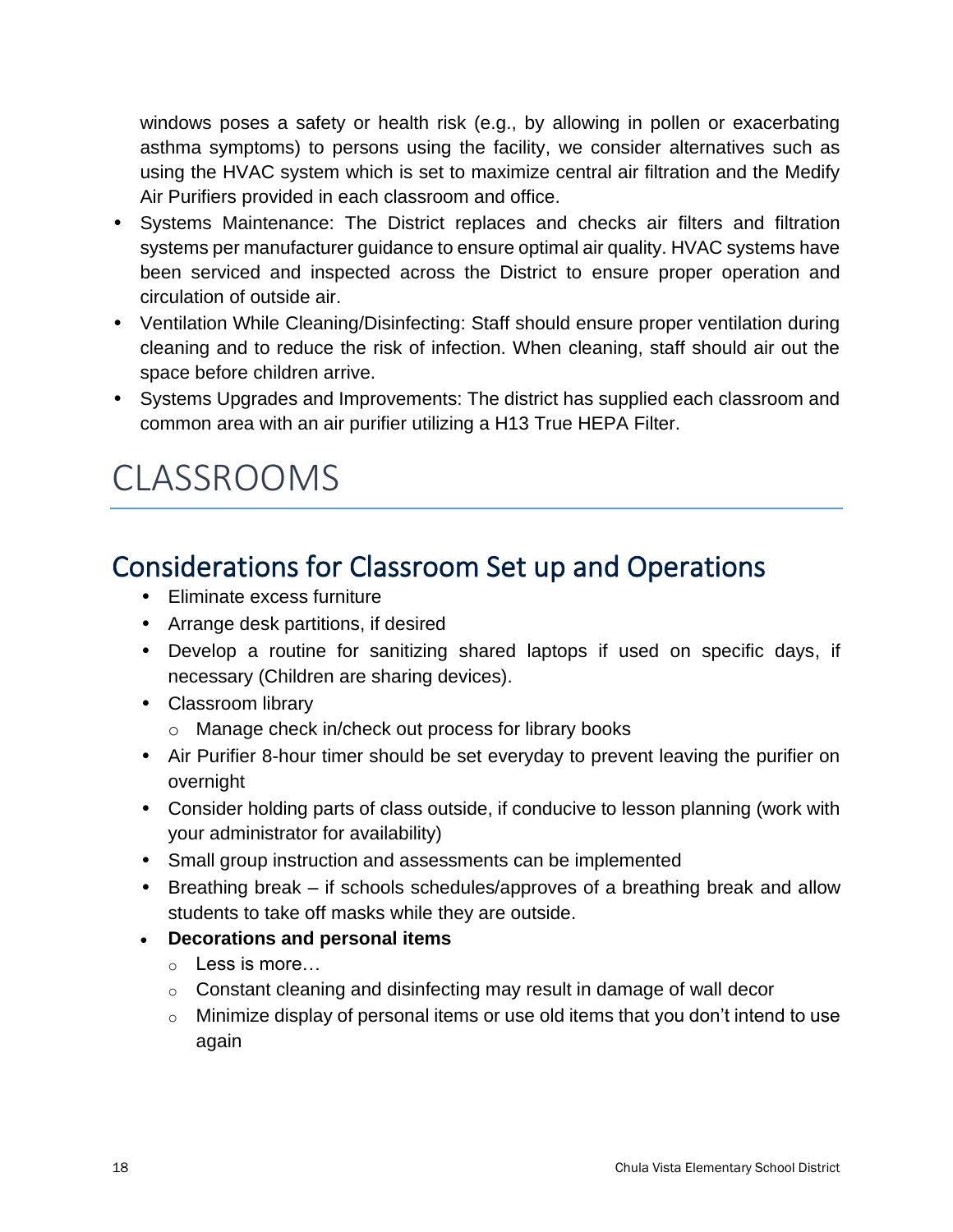windows poses a safety or health risk (e.g., by allowing in pollen or exacerbating asthma symptoms) to persons using the facility, we consider alternatives such as using the HVAC system which is set to maximize central air filtration and the Medify Air Purifiers provided in each classroom and office.

- Systems Maintenance: The District replaces and checks air filters and filtration systems per manufacturer guidance to ensure optimal air quality. HVAC systems have been serviced and inspected across the District to ensure proper operation and circulation of outside air.
- Ventilation While Cleaning/Disinfecting: Staff should ensure proper ventilation during cleaning and to reduce the risk of infection. When cleaning, staff should air out the space before children arrive.
- Systems Upgrades and Improvements: The district has supplied each classroom and common area with an air purifier utilizing a H13 True HEPA Filter.

# CLASSROOMS

## Considerations for Classroom Set up and Operations

- Eliminate excess furniture
- Arrange desk partitions, if desired
- Develop a routine for sanitizing shared laptops if used on specific days, if necessary (Children are sharing devices).
- Classroom library
  - Manage check in/check out process for library books
- Air Purifier 8-hour timer should be set everyday to prevent leaving the purifier on overnight
- Consider holding parts of class outside, if conducive to lesson planning (work with your administrator for availability)
- Small group instruction and assessments can be implemented
- Breathing break – if schools schedules/approves of a breathing break and allow students to take off masks while they are outside.
- **Decorations and personal items**
  - Less is more…
  - Constant cleaning and disinfecting may result in damage of wall decor
  - Minimize display of personal items or use old items that you don't intend to use again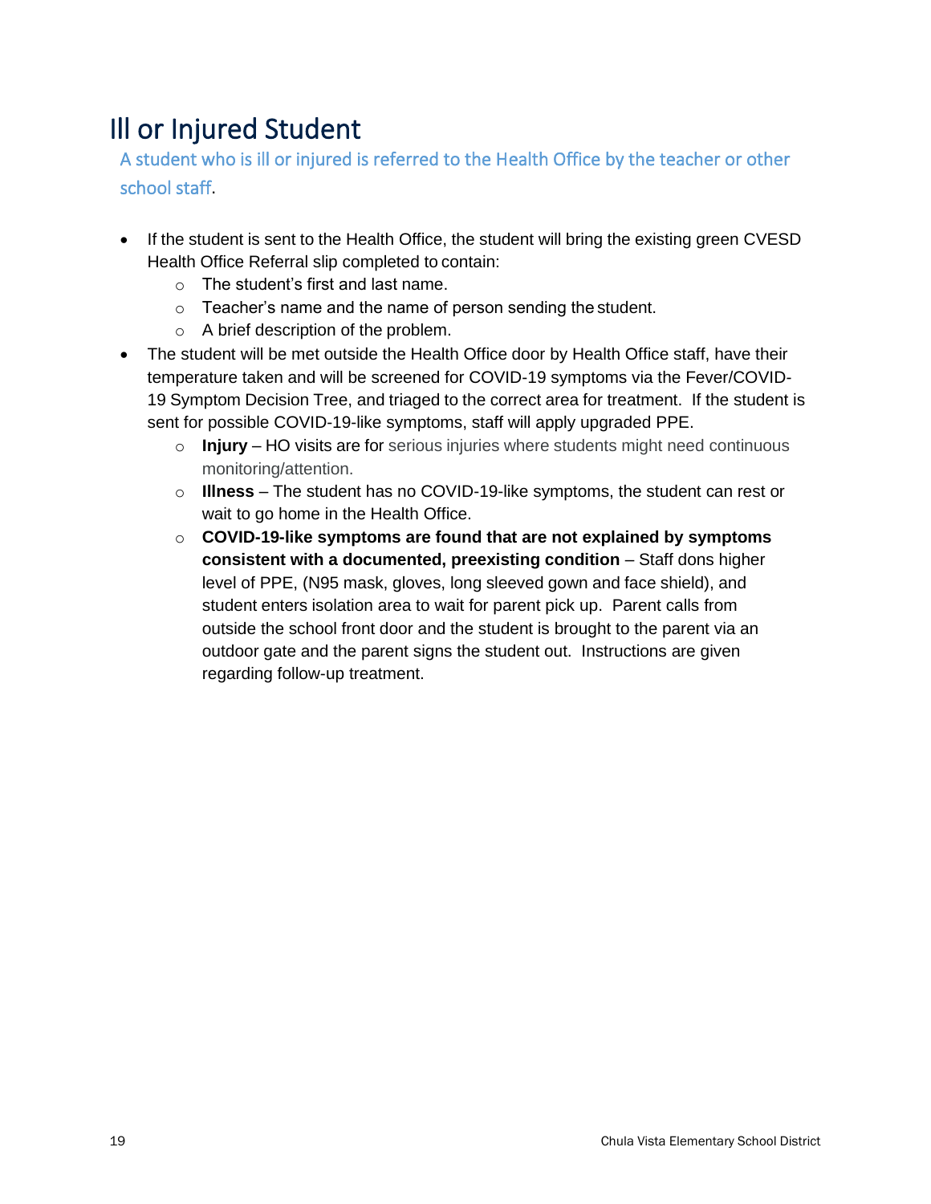# Ill or Injured Student

## A student who is ill or injured is referred to the Health Office by the teacher or other school staff.

- If the student is sent to the Health Office, the student will bring the existing green CVESD Health Office Referral slip completed to contain:
  - The student's first and last name.
  - Teacher's name and the name of person sending the student.
  - A brief description of the problem.
- The student will be met outside the Health Office door by Health Office staff, have their temperature taken and will be screened for COVID-19 symptoms via the Fever/COVID-19 Symptom Decision Tree, and triaged to the correct area for treatment. If the student is sent for possible COVID-19-like symptoms, staff will apply upgraded PPE.
  - **Injury** – HO visits are for serious injuries where students might need continuous monitoring/attention.
  - **Illness** – The student has no COVID-19-like symptoms, the student can rest or wait to go home in the Health Office.
  - **COVID-19-like symptoms are found that are not explained by symptoms consistent with a documented, preexisting condition** – Staff dons higher level of PPE, (N95 mask, gloves, long sleeved gown and face shield), and student enters isolation area to wait for parent pick up. Parent calls from outside the school front door and the student is brought to the parent via an outdoor gate and the parent signs the student out. Instructions are given regarding follow-up treatment.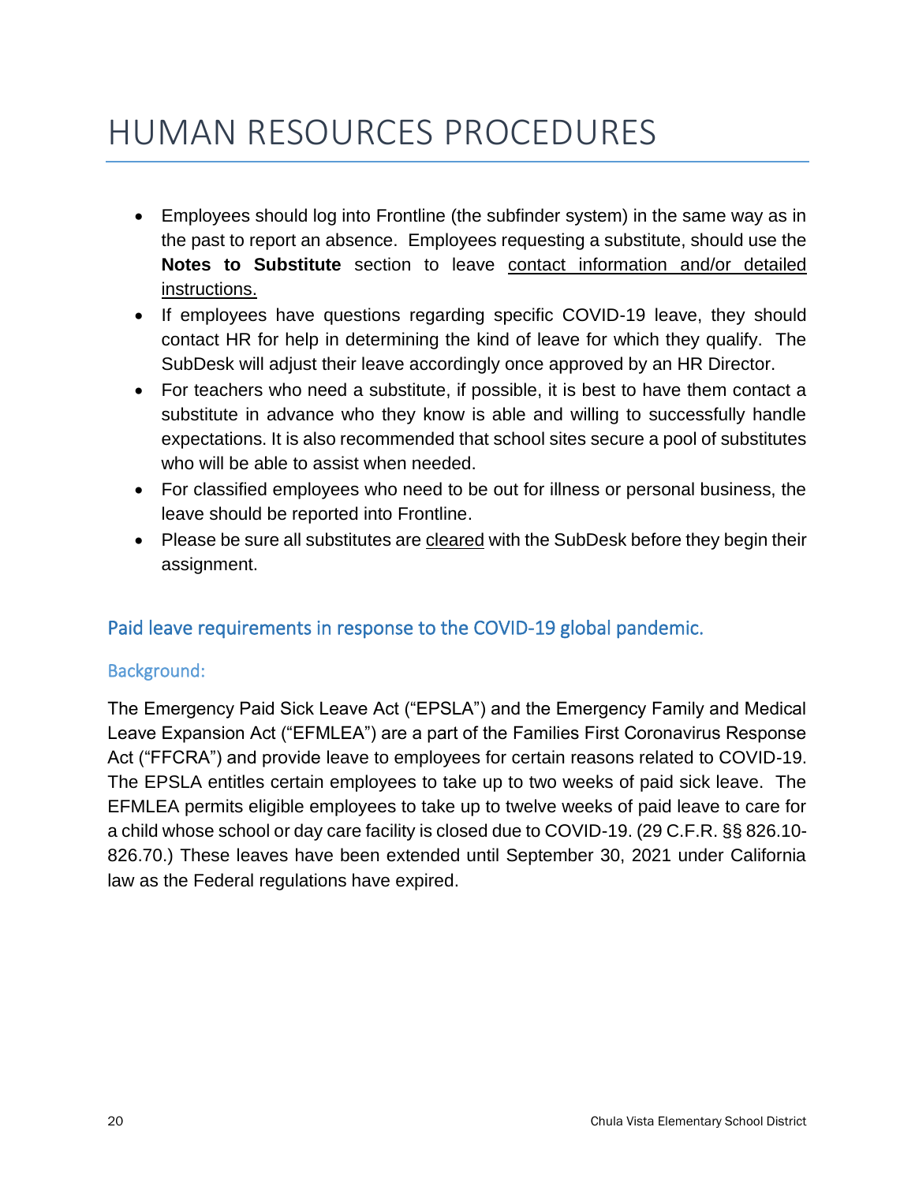# HUMAN RESOURCES PROCEDURES

- Employees should log into Frontline (the subfinder system) in the same way as in the past to report an absence. Employees requesting a substitute, should use the **Notes to Substitute** section to leave contact information and/or detailed instructions.
- If employees have questions regarding specific COVID-19 leave, they should contact HR for help in determining the kind of leave for which they qualify. The SubDesk will adjust their leave accordingly once approved by an HR Director.
- For teachers who need a substitute, if possible, it is best to have them contact a substitute in advance who they know is able and willing to successfully handle expectations. It is also recommended that school sites secure a pool of substitutes who will be able to assist when needed.
- For classified employees who need to be out for illness or personal business, the leave should be reported into Frontline.
- Please be sure all substitutes are cleared with the SubDesk before they begin their assignment.

## Paid leave requirements in response to the COVID-19 global pandemic.

### Background:

The Emergency Paid Sick Leave Act ("EPSLA") and the Emergency Family and Medical Leave Expansion Act ("EFMLEA") are a part of the Families First Coronavirus Response Act ("FFCRA") and provide leave to employees for certain reasons related to COVID-19. The EPSLA entitles certain employees to take up to two weeks of paid sick leave. The EFMLEA permits eligible employees to take up to twelve weeks of paid leave to care for a child whose school or day care facility is closed due to COVID-19. (29 C.F.R. §§ 826.10-826.70.) These leaves have been extended until September 30, 2021 under California law as the Federal regulations have expired.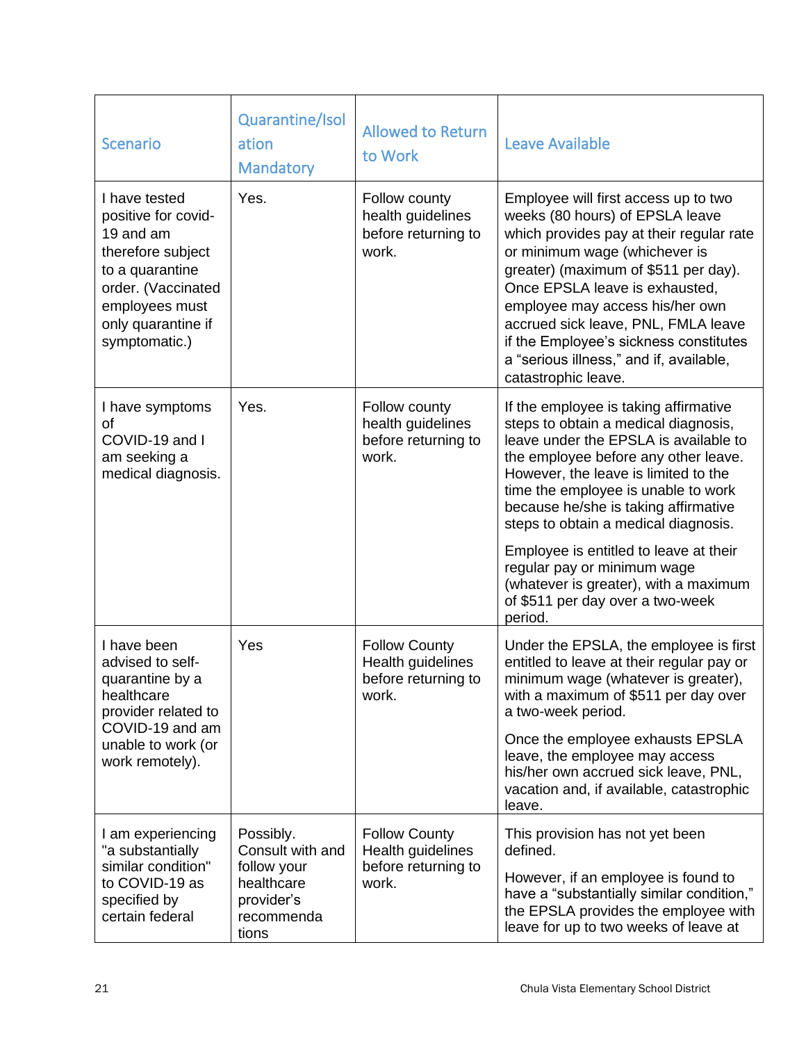| Scenario | Quarantine/Isolation Mandatory | Allowed to Return to Work | Leave Available |
|---|---|---|---|
| I have tested positive for covid-19 and am therefore subject to a quarantine order. (Vaccinated employees must only quarantine if symptomatic.) | Yes. | Follow county health guidelines before returning to work. | Employee will first access up to two weeks (80 hours) of EPSLA leave which provides pay at their regular rate or minimum wage (whichever is greater) (maximum of $511 per day). Once EPSLA leave is exhausted, employee may access his/her own accrued sick leave, PNL, FMLA leave if the Employee's sickness constitutes a "serious illness," and if, available, catastrophic leave. |
| I have symptoms of COVID-19 and I am seeking a medical diagnosis. | Yes. | Follow county health guidelines before returning to work. | If the employee is taking affirmative steps to obtain a medical diagnosis, leave under the EPSLA is available to the employee before any other leave. However, the leave is limited to the time the employee is unable to work because he/she is taking affirmative steps to obtain a medical diagnosis.<br><br>Employee is entitled to leave at their regular pay or minimum wage (whatever is greater), with a maximum of $511 per day over a two-week period. |
| I have been advised to self-quarantine by a healthcare provider related to COVID-19 and am unable to work (or work remotely). | Yes | Follow County Health guidelines before returning to work. | Under the EPSLA, the employee is first entitled to leave at their regular pay or minimum wage (whatever is greater), with a maximum of $511 per day over a two-week period.<br><br>Once the employee exhausts EPSLA leave, the employee may access his/her own accrued sick leave, PNL, vacation and, if available, catastrophic leave. |
| I am experiencing "a substantially similar condition" to COVID-19 as specified by certain federal | Possibly. Consult with and follow your healthcare provider's recommendations | Follow County Health guidelines before returning to work. | This provision has not yet been defined.<br><br>However, if an employee is found to have a "substantially similar condition," the EPSLA provides the employee with leave for up to two weeks of leave at |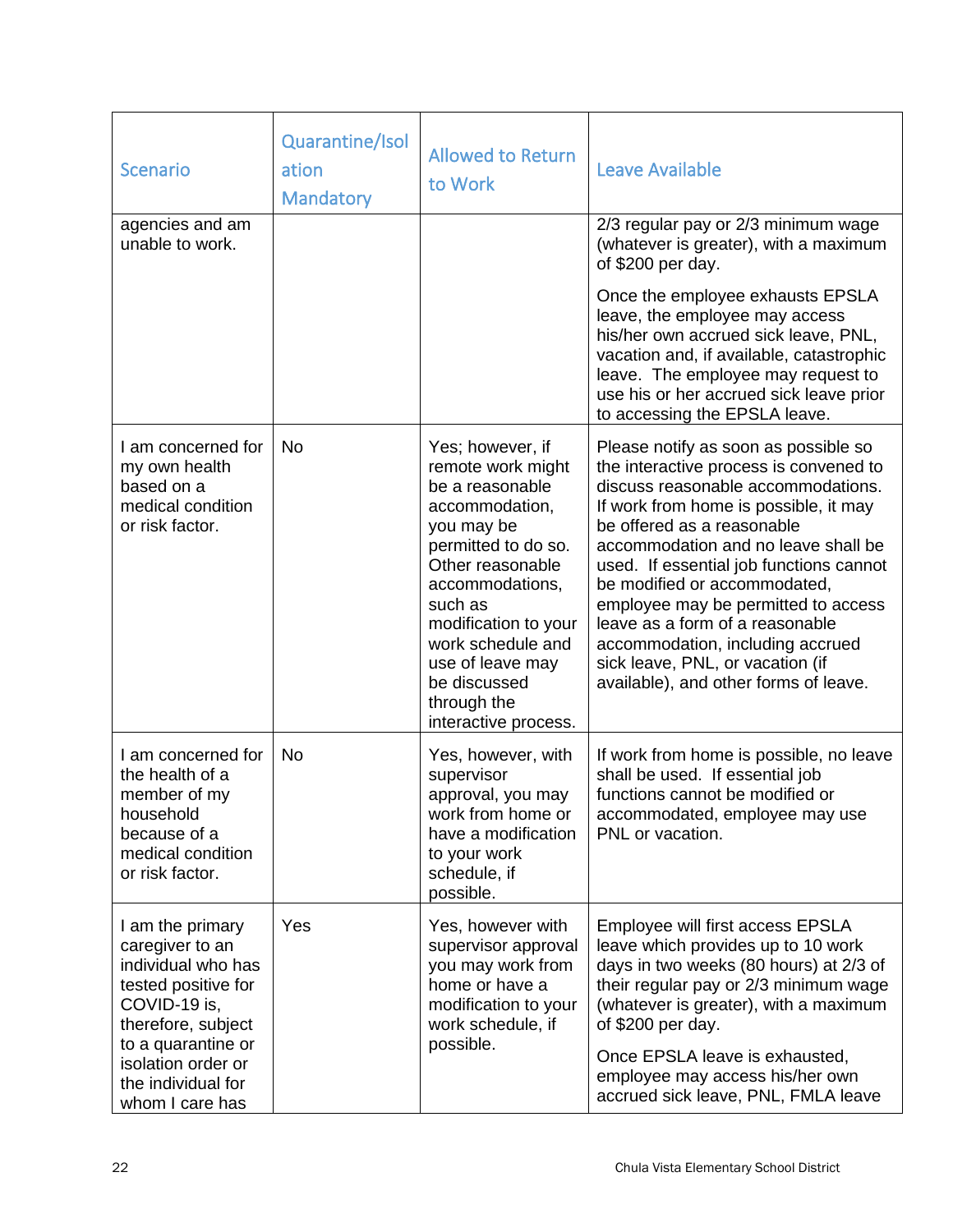| Scenario | Quarantine/Isolation Mandatory | Allowed to Return to Work | Leave Available |
|---|---|---|---|
| agencies and am unable to work. | | | 2/3 regular pay or 2/3 minimum wage (whatever is greater), with a maximum of $200 per day.<br><br>Once the employee exhausts EPSLA leave, the employee may access his/her own accrued sick leave, PNL, vacation and, if available, catastrophic leave. The employee may request to use his or her accrued sick leave prior to accessing the EPSLA leave. |
| I am concerned for my own health based on a medical condition or risk factor. | No | Yes; however, if remote work might be a reasonable accommodation, you may be permitted to do so. Other reasonable accommodations, such as modification to your work schedule and use of leave may be discussed through the interactive process. | Please notify as soon as possible so the interactive process is convened to discuss reasonable accommodations. If work from home is possible, it may be offered as a reasonable accommodation and no leave shall be used. If essential job functions cannot be modified or accommodated, employee may be permitted to access leave as a form of a reasonable accommodation, including accrued sick leave, PNL, or vacation (if available), and other forms of leave. |
| I am concerned for the health of a member of my household because of a medical condition or risk factor. | No | Yes, however, with supervisor approval, you may work from home or have a modification to your work schedule, if possible. | If work from home is possible, no leave shall be used. If essential job functions cannot be modified or accommodated, employee may use PNL or vacation. |
| I am the primary caregiver to an individual who has tested positive for COVID-19 is, therefore, subject to a quarantine or isolation order or the individual for whom I care has | Yes | Yes, however with supervisor approval you may work from home or have a modification to your work schedule, if possible. | Employee will first access EPSLA leave which provides up to 10 work days in two weeks (80 hours) at 2/3 of their regular pay or 2/3 minimum wage (whatever is greater), with a maximum of $200 per day.<br><br>Once EPSLA leave is exhausted, employee may access his/her own accrued sick leave, PNL, FMLA leave |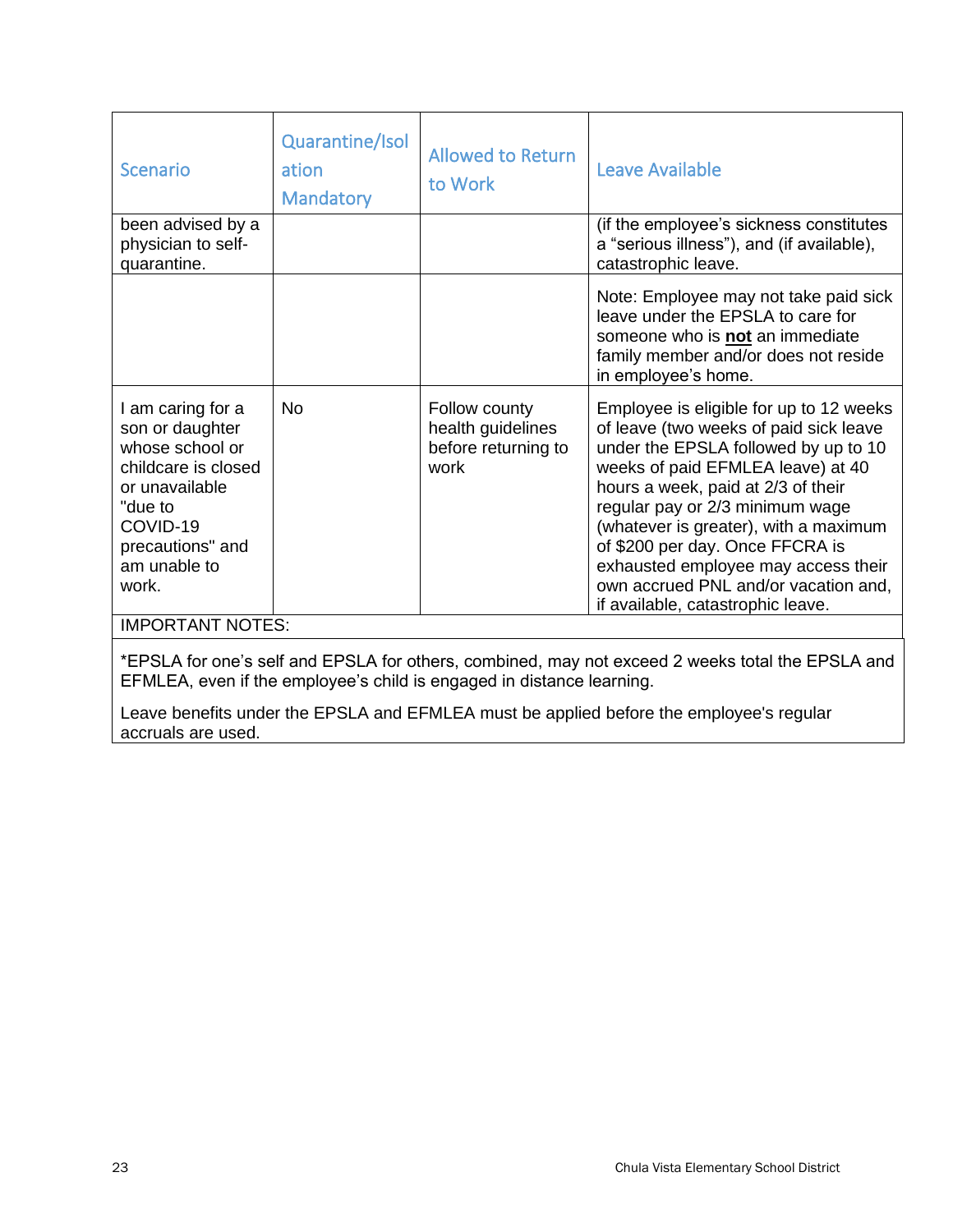| Scenario | Quarantine/Isolation Mandatory | Allowed to Return to Work | Leave Available |
| --- | --- | --- | --- |
| been advised by a physician to self-quarantine. | | | (if the employee's sickness constitutes a "serious illness"), and (if available), catastrophic leave. |
| | | | Note: Employee may not take paid sick leave under the EPSLA to care for someone who is **not** an immediate family member and/or does not reside in employee's home. |
| I am caring for a son or daughter whose school or childcare is closed or unavailable "due to COVID-19 precautions" and am unable to work. | No | Follow county health guidelines before returning to work | Employee is eligible for up to 12 weeks of leave (two weeks of paid sick leave under the EPSLA followed by up to 10 weeks of paid EFMLEA leave) at 40 hours a week, paid at 2/3 of their regular pay or 2/3 minimum wage (whatever is greater), with a maximum of $200 per day. Once FFCRA is exhausted employee may access their own accrued PNL and/or vacation and, if available, catastrophic leave. |

IMPORTANT NOTES:

*EPSLA for one's self and EPSLA for others, combined, may not exceed 2 weeks total the EPSLA and EFMLEA, even if the employee's child is engaged in distance learning.

Leave benefits under the EPSLA and EFMLEA must be applied before the employee's regular accruals are used.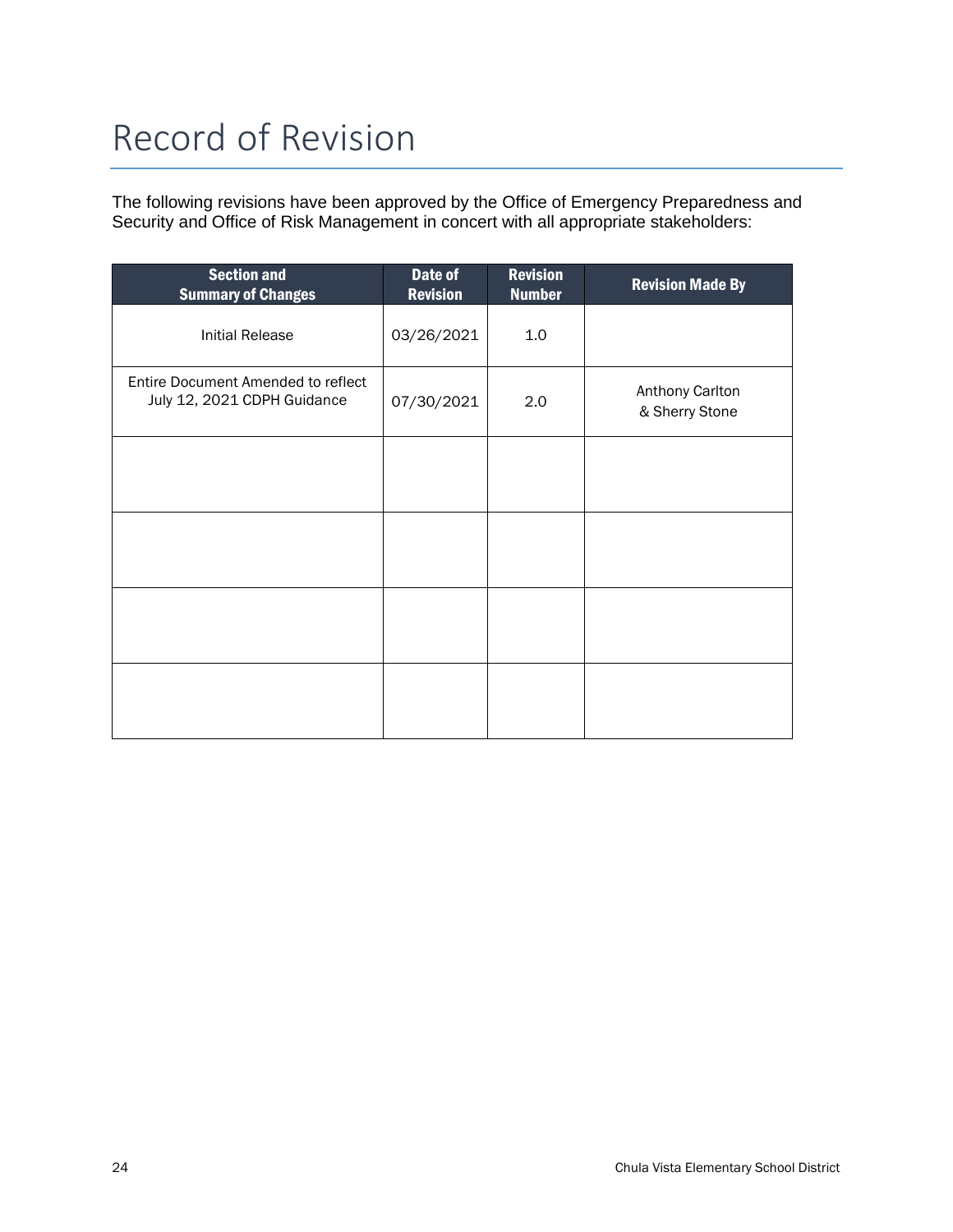# Record of Revision

The following revisions have been approved by the Office of Emergency Preparedness and Security and Office of Risk Management in concert with all appropriate stakeholders:

| Section and Summary of Changes | Date of Revision | Revision Number | Revision Made By |
|---|---|---|---|
| Initial Release | 03/26/2021 | 1.0 | |
| Entire Document Amended to reflect July 12, 2021 CDPH Guidance | 07/30/2021 | 2.0 | Anthony Carlton & Sherry Stone |
| | | | |
| | | | |
| | | | |
| | | | |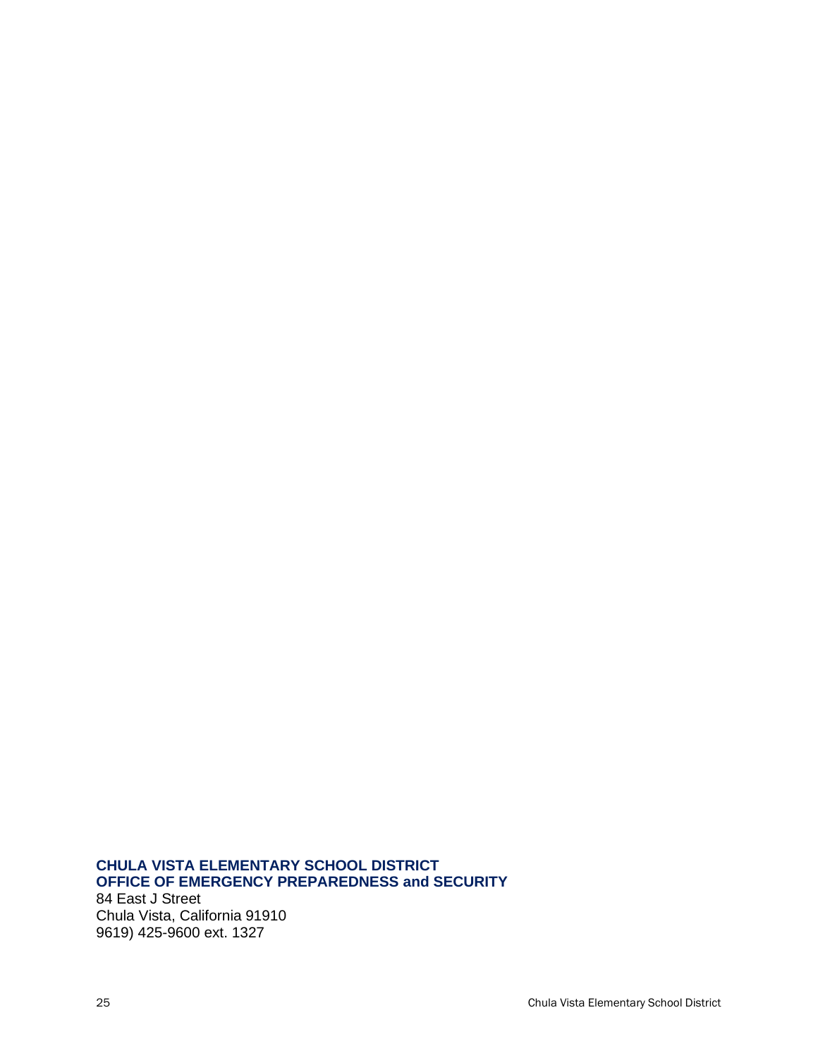**CHULA VISTA ELEMENTARY SCHOOL DISTRICT**
**OFFICE OF EMERGENCY PREPAREDNESS and SECURITY**
84 East J Street
Chula Vista, California 91910
9619) 425-9600 ext. 1327